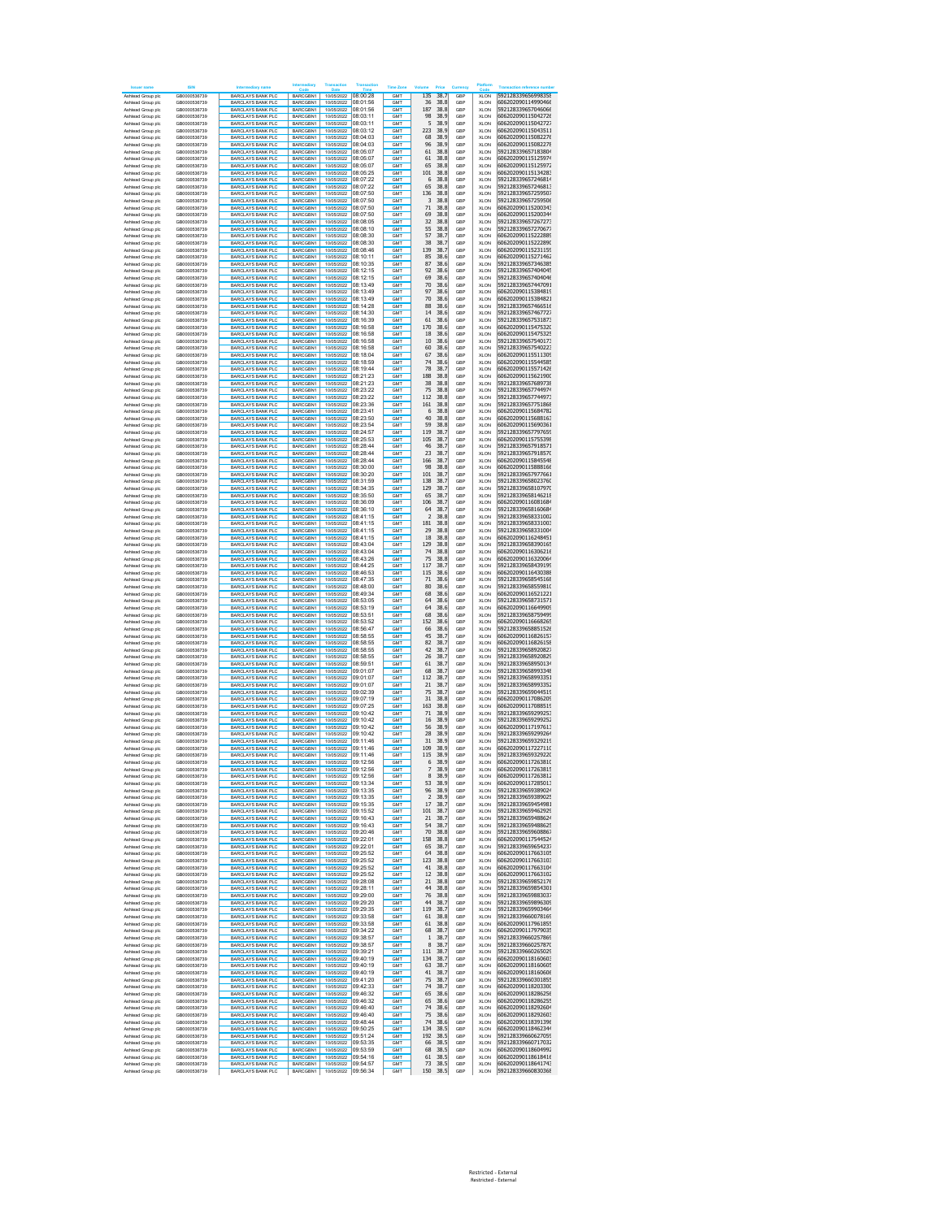| Issuer name | ISIN | Intermediary name | Intermediary Code | Transaction Date | Transaction Time | Time Zone | Volume | Price | Currency | Platform Code | Transaction reference number |
|---|---|---|---|---|---|---|---|---|---|---|---|
| Ashtead Group plc | GB0000536739 | BARCLAYS BANK PLC | BARCGBN1 | 10/05/2022 | 08:00:28 | GMT | 135 | 38.7 | GBP | XLON | 592128339656998358 |
| Ashtead Group plc | GB0000536739 | BARCLAYS BANK PLC | BARCGBN1 | 10/05/2022 | 08:01:56 | GMT | 36 | 38.8 | GBP | XLON | 606202090114990466 |
| Ashtead Group plc | GB0000536739 | BARCLAYS BANK PLC | BARCGBN1 | 10/05/2022 | 08:01:56 | GMT | 187 | 38.8 | GBP | XLON | 592128339657046066 |
| Ashtead Group plc | GB0000536739 | BARCLAYS BANK PLC | BARCGBN1 | 10/05/2022 | 08:03:11 | GMT | 98 | 38.9 | GBP | XLON | 606202090115042726 |
| Ashtead Group plc | GB0000536739 | BARCLAYS BANK PLC | BARCGBN1 | 10/05/2022 | 08:03:11 | GMT | 5 | 38.9 | GBP | XLON | 606202090115042727 |
| Ashtead Group plc | GB0000536739 | BARCLAYS BANK PLC | BARCGBN1 | 10/05/2022 | 08:03:12 | GMT | 223 | 38.9 | GBP | XLON | 606202090115043511 |
| Ashtead Group plc | GB0000536739 | BARCLAYS BANK PLC | BARCGBN1 | 10/05/2022 | 08:04:03 | GMT | 68 | 38.9 | GBP | XLON | 606202090115082276 |
| Ashtead Group plc | GB0000536739 | BARCLAYS BANK PLC | BARCGBN1 | 10/05/2022 | 08:04:03 | GMT | 96 | 38.9 | GBP | XLON | 606202090115082278 |
| Ashtead Group plc | GB0000536739 | BARCLAYS BANK PLC | BARCGBN1 | 10/05/2022 | 08:05:07 | GMT | 61 | 38.8 | GBP | XLON | 592128339657183804 |
| Ashtead Group plc | GB0000536739 | BARCLAYS BANK PLC | BARCGBN1 | 10/05/2022 | 08:05:07 | GMT | 61 | 38.8 | GBP | XLON | 606202090115125974 |
| Ashtead Group plc | GB0000536739 | BARCLAYS BANK PLC | BARCGBN1 | 10/05/2022 | 08:05:07 | GMT | 65 | 38.8 | GBP | XLON | 606202090115125972 |
| Ashtead Group plc | GB0000536739 | BARCLAYS BANK PLC | BARCGBN1 | 10/05/2022 | 08:05:25 | GMT | 101 | 38.8 | GBP | XLON | 606202090115134283 |
| Ashtead Group plc | GB0000536739 | BARCLAYS BANK PLC | BARCGBN1 | 10/05/2022 | 08:07:22 | GMT | 6 | 38.8 | GBP | XLON | 592128339657246814 |
| Ashtead Group plc | GB0000536739 | BARCLAYS BANK PLC | BARCGBN1 | 10/05/2022 | 08:07:22 | GMT | 65 | 38.8 | GBP | XLON | 592128339657246813 |
| Ashtead Group plc | GB0000536739 | BARCLAYS BANK PLC | BARCGBN1 | 10/05/2022 | 08:07:50 | GMT | 136 | 38.8 | GBP | XLON | 592128339657259507 |
| Ashtead Group plc | GB0000536739 | BARCLAYS BANK PLC | BARCGBN1 | 10/05/2022 | 08:07:50 | GMT | 3 | 38.8 | GBP | XLON | 592128339657259508 |
| Ashtead Group plc | GB0000536739 | BARCLAYS BANK PLC | BARCGBN1 | 10/05/2022 | 08:07:50 | GMT | 71 | 38.8 | GBP | XLON | 606202090115200343 |
| Ashtead Group plc | GB0000536739 | BARCLAYS BANK PLC | BARCGBN1 | 10/05/2022 | 08:07:50 | GMT | 69 | 38.8 | GBP | XLON | 606202090115200344 |
| Ashtead Group plc | GB0000536739 | BARCLAYS BANK PLC | BARCGBN1 | 10/05/2022 | 08:08:05 | GMT | 32 | 38.8 | GBP | XLON | 592128339657267273 |
| Ashtead Group plc | GB0000536739 | BARCLAYS BANK PLC | BARCGBN1 | 10/05/2022 | 08:08:10 | GMT | 55 | 38.8 | GBP | XLON | 592128339657270677 |
| Ashtead Group plc | GB0000536739 | BARCLAYS BANK PLC | BARCGBN1 | 10/05/2022 | 08:08:30 | GMT | 57 | 38.7 | GBP | XLON | 606202090115222889 |
| Ashtead Group plc | GB0000536739 | BARCLAYS BANK PLC | BARCGBN1 | 10/05/2022 | 08:08:30 | GMT | 38 | 38.7 | GBP | XLON | 606202090115222890 |
| Ashtead Group plc | GB0000536739 | BARCLAYS BANK PLC | BARCGBN1 | 10/05/2022 | 08:08:46 | GMT | 139 | 38.7 | GBP | XLON | 606202090115231159 |
| Ashtead Group plc | GB0000536739 | BARCLAYS BANK PLC | BARCGBN1 | 10/05/2022 | 08:10:11 | GMT | 85 | 38.6 | GBP | XLON | 606202090115271462 |
| Ashtead Group plc | GB0000536739 | BARCLAYS BANK PLC | BARCGBN1 | 10/05/2022 | 08:10:35 | GMT | 87 | 38.6 | GBP | XLON | 592128339657346385 |
| Ashtead Group plc | GB0000536739 | BARCLAYS BANK PLC | BARCGBN1 | 10/05/2022 | 08:12:15 | GMT | 92 | 38.6 | GBP | XLON | 592128339657404045 |
| Ashtead Group plc | GB0000536739 | BARCLAYS BANK PLC | BARCGBN1 | 10/05/2022 | 08:12:15 | GMT | 69 | 38.6 | GBP | XLON | 592128339657404046 |
| Ashtead Group plc | GB0000536739 | BARCLAYS BANK PLC | BARCGBN1 | 10/05/2022 | 08:13:49 | GMT | 70 | 38.6 | GBP | XLON | 592128339657447091 |
| Ashtead Group plc | GB0000536739 | BARCLAYS BANK PLC | BARCGBN1 | 10/05/2022 | 08:13:49 | GMT | 97 | 38.6 | GBP | XLON | 606202090115384819 |
| Ashtead Group plc | GB0000536739 | BARCLAYS BANK PLC | BARCGBN1 | 10/05/2022 | 08:13:49 | GMT | 70 | 38.6 | GBP | XLON | 606202090115384821 |
| Ashtead Group plc | GB0000536739 | BARCLAYS BANK PLC | BARCGBN1 | 10/05/2022 | 08:14:28 | GMT | 88 | 38.6 | GBP | XLON | 592128339657466518 |
| Ashtead Group plc | GB0000536739 | BARCLAYS BANK PLC | BARCGBN1 | 10/05/2022 | 08:14:30 | GMT | 14 | 38.6 | GBP | XLON | 592128339657467727 |
| Ashtead Group plc | GB0000536739 | BARCLAYS BANK PLC | BARCGBN1 | 10/05/2022 | 08:16:39 | GMT | 61 | 38.6 | GBP | XLON | 592128339657531873 |
| Ashtead Group plc | GB0000536739 | BARCLAYS BANK PLC | BARCGBN1 | 10/05/2022 | 08:16:58 | GMT | 170 | 38.6 | GBP | XLON | 606202090115475320 |
| Ashtead Group plc | GB0000536739 | BARCLAYS BANK PLC | BARCGBN1 | 10/05/2022 | 08:16:58 | GMT | 18 | 38.6 | GBP | XLON | 606202090115475325 |
| Ashtead Group plc | GB0000536739 | BARCLAYS BANK PLC | BARCGBN1 | 10/05/2022 | 08:16:58 | GMT | 10 | 38.6 | GBP | XLON | 592128339657540173 |
| Ashtead Group plc | GB0000536739 | BARCLAYS BANK PLC | BARCGBN1 | 10/05/2022 | 08:16:58 | GMT | 60 | 38.6 | GBP | XLON | 592128339657540223 |
| Ashtead Group plc | GB0000536739 | BARCLAYS BANK PLC | BARCGBN1 | 10/05/2022 | 08:18:04 | GMT | 67 | 38.6 | GBP | XLON | 606202090115511309 |
| Ashtead Group plc | GB0000536739 | BARCLAYS BANK PLC | BARCGBN1 | 10/05/2022 | 08:18:59 | GMT | 74 | 38.6 | GBP | XLON | 606202090115544585 |
| Ashtead Group plc | GB0000536739 | BARCLAYS BANK PLC | BARCGBN1 | 10/05/2022 | 08:19:44 | GMT | 78 | 38.7 | GBP | XLON | 606202090115571428 |
| Ashtead Group plc | GB0000536739 | BARCLAYS BANK PLC | BARCGBN1 | 10/05/2022 | 08:21:23 | GMT | 188 | 38.8 | GBP | XLON | 606202090115621900 |
| Ashtead Group plc | GB0000536739 | BARCLAYS BANK PLC | BARCGBN1 | 10/05/2022 | 08:21:23 | GMT | 38 | 38.8 | GBP | XLON | 592128339657689738 |
| Ashtead Group plc | GB0000536739 | BARCLAYS BANK PLC | BARCGBN1 | 10/05/2022 | 08:23:22 | GMT | 75 | 38.8 | GBP | XLON | 592128339657744974 |
| Ashtead Group plc | GB0000536739 | BARCLAYS BANK PLC | BARCGBN1 | 10/05/2022 | 08:23:22 | GMT | 112 | 38.8 | GBP | XLON | 592128339657744973 |
| Ashtead Group plc | GB0000536739 | BARCLAYS BANK PLC | BARCGBN1 | 10/05/2022 | 08:23:36 | GMT | 161 | 38.8 | GBP | XLON | 592128339657751868 |
| Ashtead Group plc | GB0000536739 | BARCLAYS BANK PLC | BARCGBN1 | 10/05/2022 | 08:23:41 | GMT | 6 | 38.8 | GBP | XLON | 606202090115684782 |
| Ashtead Group plc | GB0000536739 | BARCLAYS BANK PLC | BARCGBN1 | 10/05/2022 | 08:23:50 | GMT | 40 | 38.8 | GBP | XLON | 606202090115688163 |
| Ashtead Group plc | GB0000536739 | BARCLAYS BANK PLC | BARCGBN1 | 10/05/2022 | 08:23:54 | GMT | 59 | 38.8 | GBP | XLON | 606202090115690361 |
| Ashtead Group plc | GB0000536739 | BARCLAYS BANK PLC | BARCGBN1 | 10/05/2022 | 08:24:57 | GMT | 119 | 38.7 | GBP | XLON | 592128339657797655 |
| Ashtead Group plc | GB0000536739 | BARCLAYS BANK PLC | BARCGBN1 | 10/05/2022 | 08:26:53 | GMT | 105 | 38.7 | GBP | XLON | 606202090115755398 |
| Ashtead Group plc | GB0000536739 | BARCLAYS BANK PLC | BARCGBN1 | 10/05/2022 | 08:28:44 | GMT | 46 | 38.7 | GBP | XLON | 592128339657918571 |
| Ashtead Group plc | GB0000536739 | BARCLAYS BANK PLC | BARCGBN1 | 10/05/2022 | 08:28:44 | GMT | 23 | 38.7 | GBP | XLON | 592128339657918570 |
| Ashtead Group plc | GB0000536739 | BARCLAYS BANK PLC | BARCGBN1 | 10/05/2022 | 08:28:44 | GMT | 166 | 38.7 | GBP | XLON | 606202090115845548 |
| Ashtead Group plc | GB0000536739 | BARCLAYS BANK PLC | BARCGBN1 | 10/05/2022 | 08:30:00 | GMT | 98 | 38.8 | GBP | XLON | 606202090115888166 |
| Ashtead Group plc | GB0000536739 | BARCLAYS BANK PLC | BARCGBN1 | 10/05/2022 | 08:30:20 | GMT | 101 | 38.7 | GBP | XLON | 592128339657977661 |
| Ashtead Group plc | GB0000536739 | BARCLAYS BANK PLC | BARCGBN1 | 10/05/2022 | 08:31:59 | GMT | 138 | 38.7 | GBP | XLON | 592128339658023760 |
| Ashtead Group plc | GB0000536739 | BARCLAYS BANK PLC | BARCGBN1 | 10/05/2022 | 08:34:35 | GMT | 129 | 38.7 | GBP | XLON | 592128339658107970 |
| Ashtead Group plc | GB0000536739 | BARCLAYS BANK PLC | BARCGBN1 | 10/05/2022 | 08:35:50 | GMT | 65 | 38.7 | GBP | XLON | 592128339658146218 |
| Ashtead Group plc | GB0000536739 | BARCLAYS BANK PLC | BARCGBN1 | 10/05/2022 | 08:36:09 | GMT | 106 | 38.7 | GBP | XLON | 606202090116081684 |
| Ashtead Group plc | GB0000536739 | BARCLAYS BANK PLC | BARCGBN1 | 10/05/2022 | 08:36:10 | GMT | 64 | 38.7 | GBP | XLON | 592128339658160684 |
| Ashtead Group plc | GB0000536739 | BARCLAYS BANK PLC | BARCGBN1 | 10/05/2022 | 08:41:15 | GMT | 2 | 38.8 | GBP | XLON | 592128339658331002 |
| Ashtead Group plc | GB0000536739 | BARCLAYS BANK PLC | BARCGBN1 | 10/05/2022 | 08:41:15 | GMT | 181 | 38.8 | GBP | XLON | 592128339658331003 |
| Ashtead Group plc | GB0000536739 | BARCLAYS BANK PLC | BARCGBN1 | 10/05/2022 | 08:41:15 | GMT | 29 | 38.8 | GBP | XLON | 592128339658331004 |
| Ashtead Group plc | GB0000536739 | BARCLAYS BANK PLC | BARCGBN1 | 10/05/2022 | 08:41:15 | GMT | 18 | 38.8 | GBP | XLON | 606202090116248451 |
| Ashtead Group plc | GB0000536739 | BARCLAYS BANK PLC | BARCGBN1 | 10/05/2022 | 08:43:04 | GMT | 129 | 38.8 | GBP | XLON | 592128339658390165 |
| Ashtead Group plc | GB0000536739 | BARCLAYS BANK PLC | BARCGBN1 | 10/05/2022 | 08:43:04 | GMT | 74 | 38.8 | GBP | XLON | 606202090116306216 |
| Ashtead Group plc | GB0000536739 | BARCLAYS BANK PLC | BARCGBN1 | 10/05/2022 | 08:43:26 | GMT | 75 | 38.8 | GBP | XLON | 606202090116320064 |
| Ashtead Group plc | GB0000536739 | BARCLAYS BANK PLC | BARCGBN1 | 10/05/2022 | 08:44:25 | GMT | 117 | 38.7 | GBP | XLON | 592128339658439199 |
| Ashtead Group plc | GB0000536739 | BARCLAYS BANK PLC | BARCGBN1 | 10/05/2022 | 08:46:53 | GMT | 115 | 38.6 | GBP | XLON | 606202090116430388 |
| Ashtead Group plc | GB0000536739 | BARCLAYS BANK PLC | BARCGBN1 | 10/05/2022 | 08:47:35 | GMT | 71 | 38.6 | GBP | XLON | 592128339658545168 |
| Ashtead Group plc | GB0000536739 | BARCLAYS BANK PLC | BARCGBN1 | 10/05/2022 | 08:48:00 | GMT | 80 | 38.6 | GBP | XLON | 592128339658559810 |
| Ashtead Group plc | GB0000536739 | BARCLAYS BANK PLC | BARCGBN1 | 10/05/2022 | 08:49:34 | GMT | 68 | 38.6 | GBP | XLON | 606202090116521221 |
| Ashtead Group plc | GB0000536739 | BARCLAYS BANK PLC | BARCGBN1 | 10/05/2022 | 08:53:05 | GMT | 64 | 38.6 | GBP | XLON | 592128339658731571 |
| Ashtead Group plc | GB0000536739 | BARCLAYS BANK PLC | BARCGBN1 | 10/05/2022 | 08:53:19 | GMT | 64 | 38.6 | GBP | XLON | 606202090116649909 |
| Ashtead Group plc | GB0000536739 | BARCLAYS BANK PLC | BARCGBN1 | 10/05/2022 | 08:53:51 | GMT | 68 | 38.6 | GBP | XLON | 592128339658759499 |
| Ashtead Group plc | GB0000536739 | BARCLAYS BANK PLC | BARCGBN1 | 10/05/2022 | 08:53:52 | GMT | 152 | 38.6 | GBP | XLON | 606202090116668265 |
| Ashtead Group plc | GB0000536739 | BARCLAYS BANK PLC | BARCGBN1 | 10/05/2022 | 08:56:47 | GMT | 66 | 38.6 | GBP | XLON | 592128339658851528 |
| Ashtead Group plc | GB0000536739 | BARCLAYS BANK PLC | BARCGBN1 | 10/05/2022 | 08:58:55 | GMT | 45 | 38.7 | GBP | XLON | 606202090116826157 |
| Ashtead Group plc | GB0000536739 | BARCLAYS BANK PLC | BARCGBN1 | 10/05/2022 | 08:58:55 | GMT | 82 | 38.7 | GBP | XLON | 606202090116826158 |
| Ashtead Group plc | GB0000536739 | BARCLAYS BANK PLC | BARCGBN1 | 10/05/2022 | 08:58:55 | GMT | 42 | 38.7 | GBP | XLON | 592128339658920827 |
| Ashtead Group plc | GB0000536739 | BARCLAYS BANK PLC | BARCGBN1 | 10/05/2022 | 08:58:55 | GMT | 26 | 38.7 | GBP | XLON | 592128339658920829 |
| Ashtead Group plc | GB0000536739 | BARCLAYS BANK PLC | BARCGBN1 | 10/05/2022 | 08:59:51 | GMT | 61 | 38.7 | GBP | XLON | 592128339658950134 |
| Ashtead Group plc | GB0000536739 | BARCLAYS BANK PLC | BARCGBN1 | 10/05/2022 | 09:01:07 | GMT | 68 | 38.7 | GBP | XLON | 592128339658993349 |
| Ashtead Group plc | GB0000536739 | BARCLAYS BANK PLC | BARCGBN1 | 10/05/2022 | 09:01:07 | GMT | 112 | 38.7 | GBP | XLON | 592128339658993351 |
| Ashtead Group plc | GB0000536739 | BARCLAYS BANK PLC | BARCGBN1 | 10/05/2022 | 09:01:07 | GMT | 21 | 38.7 | GBP | XLON | 592128339658993352 |
| Ashtead Group plc | GB0000536739 | BARCLAYS BANK PLC | BARCGBN1 | 10/05/2022 | 09:02:39 | GMT | 75 | 38.7 | GBP | XLON | 592128339659044519 |
| Ashtead Group plc | GB0000536739 | BARCLAYS BANK PLC | BARCGBN1 | 10/05/2022 | 09:07:19 | GMT | 31 | 38.8 | GBP | XLON | 606202090117086209 |
| Ashtead Group plc | GB0000536739 | BARCLAYS BANK PLC | BARCGBN1 | 10/05/2022 | 09:07:25 | GMT | 163 | 38.8 | GBP | XLON | 606202090117088519 |
| Ashtead Group plc | GB0000536739 | BARCLAYS BANK PLC | BARCGBN1 | 10/05/2022 | 09:10:42 | GMT | 71 | 38.9 | GBP | XLON | 592128339659299253 |
| Ashtead Group plc | GB0000536739 | BARCLAYS BANK PLC | BARCGBN1 | 10/05/2022 | 09:10:42 | GMT | 16 | 38.9 | GBP | XLON | 592128339659299252 |
| Ashtead Group plc | GB0000536739 | BARCLAYS BANK PLC | BARCGBN1 | 10/05/2022 | 09:10:42 | GMT | 56 | 38.9 | GBP | XLON | 606202090117197613 |
| Ashtead Group plc | GB0000536739 | BARCLAYS BANK PLC | BARCGBN1 | 10/05/2022 | 09:10:42 | GMT | 28 | 38.9 | GBP | XLON | 592128339659299264 |
| Ashtead Group plc | GB0000536739 | BARCLAYS BANK PLC | BARCGBN1 | 10/05/2022 | 09:11:46 | GMT | 31 | 38.9 | GBP | XLON | 592128339659329219 |
| Ashtead Group plc | GB0000536739 | BARCLAYS BANK PLC | BARCGBN1 | 10/05/2022 | 09:11:46 | GMT | 109 | 38.9 | GBP | XLON | 606202090117227110 |
| Ashtead Group plc | GB0000536739 | BARCLAYS BANK PLC | BARCGBN1 | 10/05/2022 | 09:11:46 | GMT | 115 | 38.9 | GBP | XLON | 592128339659329220 |
| Ashtead Group plc | GB0000536739 | BARCLAYS BANK PLC | BARCGBN1 | 10/05/2022 | 09:12:56 | GMT | 6 | 38.9 | GBP | XLON | 606202090117263810 |
| Ashtead Group plc | GB0000536739 | BARCLAYS BANK PLC | BARCGBN1 | 10/05/2022 | 09:12:56 | GMT | 7 | 38.9 | GBP | XLON | 606202090117263815 |
| Ashtead Group plc | GB0000536739 | BARCLAYS BANK PLC | BARCGBN1 | 10/05/2022 | 09:12:56 | GMT | 8 | 38.9 | GBP | XLON | 606202090117263812 |
| Ashtead Group plc | GB0000536739 | BARCLAYS BANK PLC | BARCGBN1 | 10/05/2022 | 09:13:34 | GMT | 53 | 38.9 | GBP | XLON | 606202090117285013 |
| Ashtead Group plc | GB0000536739 | BARCLAYS BANK PLC | BARCGBN1 | 10/05/2022 | 09:13:35 | GMT | 96 | 38.9 | GBP | XLON | 592128339659389024 |
| Ashtead Group plc | GB0000536739 | BARCLAYS BANK PLC | BARCGBN1 | 10/05/2022 | 09:13:35 | GMT | 2 | 38.9 | GBP | XLON | 592128339659389025 |
| Ashtead Group plc | GB0000536739 | BARCLAYS BANK PLC | BARCGBN1 | 10/05/2022 | 09:15:35 | GMT | 17 | 38.7 | GBP | XLON | 592128339659454981 |
| Ashtead Group plc | GB0000536739 | BARCLAYS BANK PLC | BARCGBN1 | 10/05/2022 | 09:15:52 | GMT | 101 | 38.7 | GBP | XLON | 592128339659462929 |
| Ashtead Group plc | GB0000536739 | BARCLAYS BANK PLC | BARCGBN1 | 10/05/2022 | 09:16:43 | GMT | 21 | 38.7 | GBP | XLON | 592128339659488624 |
| Ashtead Group plc | GB0000536739 | BARCLAYS BANK PLC | BARCGBN1 | 10/05/2022 | 09:16:43 | GMT | 54 | 38.7 | GBP | XLON | 592128339659488625 |
| Ashtead Group plc | GB0000536739 | BARCLAYS BANK PLC | BARCGBN1 | 10/05/2022 | 09:20:46 | GMT | 70 | 38.8 | GBP | XLON | 592128339659608867 |
| Ashtead Group plc | GB0000536739 | BARCLAYS BANK PLC | BARCGBN1 | 10/05/2022 | 09:22:01 | GMT | 158 | 38.8 | GBP | XLON | 606202090117544524 |
| Ashtead Group plc | GB0000536739 | BARCLAYS BANK PLC | BARCGBN1 | 10/05/2022 | 09:22:01 | GMT | 65 | 38.7 | GBP | XLON | 592128339659654237 |
| Ashtead Group plc | GB0000536739 | BARCLAYS BANK PLC | BARCGBN1 | 10/05/2022 | 09:25:52 | GMT | 64 | 38.8 | GBP | XLON | 606202090117663105 |
| Ashtead Group plc | GB0000536739 | BARCLAYS BANK PLC | BARCGBN1 | 10/05/2022 | 09:25:52 | GMT | 123 | 38.8 | GBP | XLON | 606202090117663103 |
| Ashtead Group plc | GB0000536739 | BARCLAYS BANK PLC | BARCGBN1 | 10/05/2022 | 09:25:52 | GMT | 41 | 38.8 | GBP | XLON | 606202090117663104 |
| Ashtead Group plc | GB0000536739 | BARCLAYS BANK PLC | BARCGBN1 | 10/05/2022 | 09:25:52 | GMT | 12 | 38.8 | GBP | XLON | 606202090117663102 |
| Ashtead Group plc | GB0000536739 | BARCLAYS BANK PLC | BARCGBN1 | 10/05/2022 | 09:28:08 | GMT | 21 | 38.8 | GBP | XLON | 592128339659852176 |
| Ashtead Group plc | GB0000536739 | BARCLAYS BANK PLC | BARCGBN1 | 10/05/2022 | 09:28:11 | GMT | 44 | 38.8 | GBP | XLON | 592128339659854301 |
| Ashtead Group plc | GB0000536739 | BARCLAYS BANK PLC | BARCGBN1 | 10/05/2022 | 09:29:00 | GMT | 76 | 38.8 | GBP | XLON | 592128339659883037 |
| Ashtead Group plc | GB0000536739 | BARCLAYS BANK PLC | BARCGBN1 | 10/05/2022 | 09:29:20 | GMT | 44 | 38.7 | GBP | XLON | 592128339659896309 |
| Ashtead Group plc | GB0000536739 | BARCLAYS BANK PLC | BARCGBN1 | 10/05/2022 | 09:29:35 | GMT | 119 | 38.7 | GBP | XLON | 592128339659903464 |
| Ashtead Group plc | GB0000536739 | BARCLAYS BANK PLC | BARCGBN1 | 10/05/2022 | 09:33:58 | GMT | 61 | 38.8 | GBP | XLON | 592128339660078169 |
| Ashtead Group plc | GB0000536739 | BARCLAYS BANK PLC | BARCGBN1 | 10/05/2022 | 09:33:58 | GMT | 61 | 38.8 | GBP | XLON | 606202090117961855 |
| Ashtead Group plc | GB0000536739 | BARCLAYS BANK PLC | BARCGBN1 | 10/05/2022 | 09:34:22 | GMT | 68 | 38.7 | GBP | XLON | 606202090117979035 |
| Ashtead Group plc | GB0000536739 | BARCLAYS BANK PLC | BARCGBN1 | 10/05/2022 | 09:38:57 | GMT | 1 | 38.7 | GBP | XLON | 592128339660257869 |
| Ashtead Group plc | GB0000536739 | BARCLAYS BANK PLC | BARCGBN1 | 10/05/2022 | 09:38:57 | GMT | 8 | 38.7 | GBP | XLON | 592128339660257870 |
| Ashtead Group plc | GB0000536739 | BARCLAYS BANK PLC | BARCGBN1 | 10/05/2022 | 09:39:21 | GMT | 111 | 38.7 | GBP | XLON | 592128339660265029 |
| Ashtead Group plc | GB0000536739 | BARCLAYS BANK PLC | BARCGBN1 | 10/05/2022 | 09:40:19 | GMT | 134 | 38.7 | GBP | XLON | 606202090118160603 |
| Ashtead Group plc | GB0000536739 | BARCLAYS BANK PLC | BARCGBN1 | 10/05/2022 | 09:40:19 | GMT | 63 | 38.7 | GBP | XLON | 606202090118160605 |
| Ashtead Group plc | GB0000536739 | BARCLAYS BANK PLC | BARCGBN1 | 10/05/2022 | 09:40:19 | GMT | 41 | 38.7 | GBP | XLON | 606202090118160608 |
| Ashtead Group plc | GB0000536739 | BARCLAYS BANK PLC | BARCGBN1 | 10/05/2022 | 09:41:20 | GMT | 75 | 38.7 | GBP | XLON | 592128339660301855 |
| Ashtead Group plc | GB0000536739 | BARCLAYS BANK PLC | BARCGBN1 | 10/05/2022 | 09:42:33 | GMT | 74 | 38.7 | GBP | XLON | 606202090118203300 |
| Ashtead Group plc | GB0000536739 | BARCLAYS BANK PLC | BARCGBN1 | 10/05/2022 | 09:46:32 | GMT | 65 | 38.6 | GBP | XLON | 606202090118286258 |
| Ashtead Group plc | GB0000536739 | BARCLAYS BANK PLC | BARCGBN1 | 10/05/2022 | 09:46:32 | GMT | 65 | 38.6 | GBP | XLON | 606202090118286255 |
| Ashtead Group plc | GB0000536739 | BARCLAYS BANK PLC | BARCGBN1 | 10/05/2022 | 09:46:40 | GMT | 74 | 38.6 | GBP | XLON | 606202090118292604 |
| Ashtead Group plc | GB0000536739 | BARCLAYS BANK PLC | BARCGBN1 | 10/05/2022 | 09:46:40 | GMT | 75 | 38.6 | GBP | XLON | 606202090118292603 |
| Ashtead Group plc | GB0000536739 | BARCLAYS BANK PLC | BARCGBN1 | 10/05/2022 | 09:48:44 | GMT | 74 | 38.6 | GBP | XLON | 606202090118391396 |
| Ashtead Group plc | GB0000536739 | BARCLAYS BANK PLC | BARCGBN1 | 10/05/2022 | 09:50:25 | GMT | 134 | 38.5 | GBP | XLON | 606202090118462344 |
| Ashtead Group plc | GB0000536739 | BARCLAYS BANK PLC | BARCGBN1 | 10/05/2022 | 09:51:24 | GMT | 192 | 38.5 | GBP | XLON | 592128339660627059 |
| Ashtead Group plc | GB0000536739 | BARCLAYS BANK PLC | BARCGBN1 | 10/05/2022 | 09:53:35 | GMT | 66 | 38.5 | GBP | XLON | 592128339660717032 |
| Ashtead Group plc | GB0000536739 | BARCLAYS BANK PLC | BARCGBN1 | 10/05/2022 | 09:53:59 | GMT | 68 | 38.5 | GBP | XLON | 606202090118604992 |
| Ashtead Group plc | GB0000536739 | BARCLAYS BANK PLC | BARCGBN1 | 10/05/2022 | 09:54:16 | GMT | 61 | 38.5 | GBP | XLON | 606202090118618418 |
| Ashtead Group plc | GB0000536739 | BARCLAYS BANK PLC | BARCGBN1 | 10/05/2022 | 09:54:57 | GMT | 73 | 38.5 | GBP | XLON | 606202090118641743 |
| Ashtead Group plc | GB0000536739 | BARCLAYS BANK PLC | BARCGBN1 | 10/05/2022 | 09:56:34 | GMT | 150 | 38.5 | GBP | XLON | 592128339660830368 |

Restricted - External
Restricted - External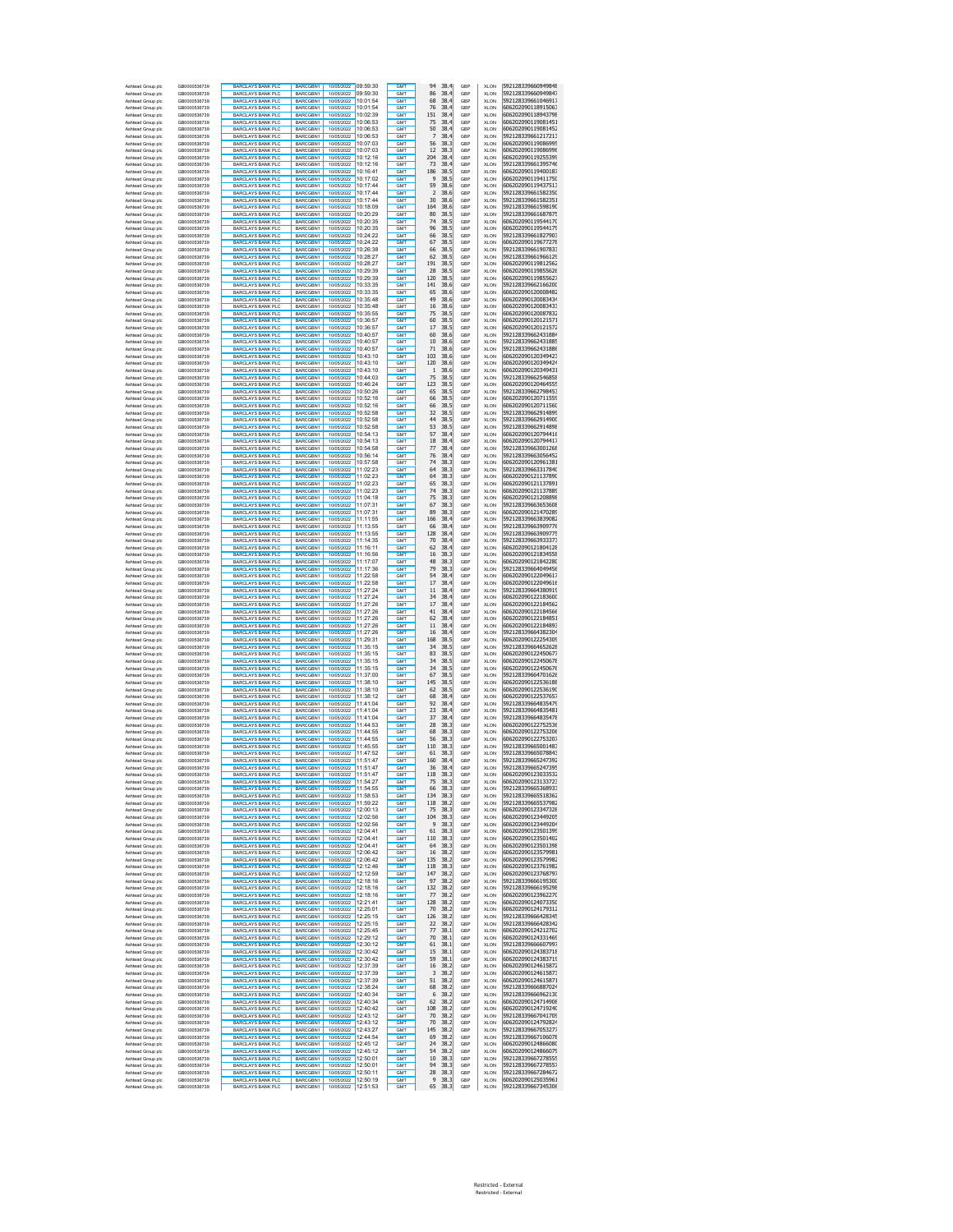| Ashtead Group plc | GB0000536739 | BARCLAYS BANK PLC | BARCGBN1 | 10/05/2022 | 09:59:30 | GMT | 94 | 38.4 | GBP | XLON | 592128339660949848 |
|---|---|---|---|---|---|---|---|---|---|---|---|
| Ashtead Group plc | GB0000536739 | BARCLAYS BANK PLC | BARCGBN1 | 10/05/2022 | 09:59:30 | GMT | 86 | 38.4 | GBP | XLON | 592128339660949847 |
| Ashtead Group plc | GB0000536739 | BARCLAYS BANK PLC | BARCGBN1 | 10/05/2022 | 10:01:54 | GMT | 68 | 38.4 | GBP | XLON | 592128339661046917 |
| Ashtead Group plc | GB0000536739 | BARCLAYS BANK PLC | BARCGBN1 | 10/05/2022 | 10:01:54 | GMT | 76 | 38.4 | GBP | XLON | 606202090118915063 |
| Ashtead Group plc | GB0000536739 | BARCLAYS BANK PLC | BARCGBN1 | 10/05/2022 | 10:02:39 | GMT | 151 | 38.4 | GBP | XLON | 606202090118943798 |
| Ashtead Group plc | GB0000536739 | BARCLAYS BANK PLC | BARCGBN1 | 10/05/2022 | 10:06:53 | GMT | 75 | 38.4 | GBP | XLON | 606202090119081451 |
| Ashtead Group plc | GB0000536739 | BARCLAYS BANK PLC | BARCGBN1 | 10/05/2022 | 10:06:53 | GMT | 50 | 38.4 | GBP | XLON | 606202090119081452 |
| Ashtead Group plc | GB0000536739 | BARCLAYS BANK PLC | BARCGBN1 | 10/05/2022 | 10:06:53 | GMT | 7 | 38.4 | GBP | XLON | 592128339661217213 |
| Ashtead Group plc | GB0000536739 | BARCLAYS BANK PLC | BARCGBN1 | 10/05/2022 | 10:07:03 | GMT | 56 | 38.3 | GBP | XLON | 606202090119086995 |
| Ashtead Group plc | GB0000536739 | BARCLAYS BANK PLC | BARCGBN1 | 10/05/2022 | 10:07:03 | GMT | 12 | 38.3 | GBP | XLON | 606202090119086996 |
| Ashtead Group plc | GB0000536739 | BARCLAYS BANK PLC | BARCGBN1 | 10/05/2022 | 10:12:16 | GMT | 204 | 38.4 | GBP | XLON | 606202090119255399 |
| Ashtead Group plc | GB0000536739 | BARCLAYS BANK PLC | BARCGBN1 | 10/05/2022 | 10:12:16 | GMT | 73 | 38.4 | GBP | XLON | 592128339661395746 |
| Ashtead Group plc | GB0000536739 | BARCLAYS BANK PLC | BARCGBN1 | 10/05/2022 | 10:16:41 | GMT | 186 | 38.5 | GBP | XLON | 606202090119400187 |
| Ashtead Group plc | GB0000536739 | BARCLAYS BANK PLC | BARCGBN1 | 10/05/2022 | 10:17:02 | GMT | 9 | 38.5 | GBP | XLON | 606202090119411750 |
| Ashtead Group plc | GB0000536739 | BARCLAYS BANK PLC | BARCGBN1 | 10/05/2022 | 10:17:44 | GMT | 59 | 38.6 | GBP | XLON | 606202090119437513 |
| Ashtead Group plc | GB0000536739 | BARCLAYS BANK PLC | BARCGBN1 | 10/05/2022 | 10:17:44 | GMT | 2 | 38.6 | GBP | XLON | 592128339661582350 |
| Ashtead Group plc | GB0000536739 | BARCLAYS BANK PLC | BARCGBN1 | 10/05/2022 | 10:17:44 | GMT | 30 | 38.6 | GBP | XLON | 592128339661582351 |
| Ashtead Group plc | GB0000536739 | BARCLAYS BANK PLC | BARCGBN1 | 10/05/2022 | 10:18:09 | GMT | 164 | 38.6 | GBP | XLON | 592128339661598190 |
| Ashtead Group plc | GB0000536739 | BARCLAYS BANK PLC | BARCGBN1 | 10/05/2022 | 10:20:29 | GMT | 80 | 38.5 | GBP | XLON | 592128339661687875 |
| Ashtead Group plc | GB0000536739 | BARCLAYS BANK PLC | BARCGBN1 | 10/05/2022 | 10:20:35 | GMT | 74 | 38.5 | GBP | XLON | 606202090119544170 |
| Ashtead Group plc | GB0000536739 | BARCLAYS BANK PLC | BARCGBN1 | 10/05/2022 | 10:20:35 | GMT | 96 | 38.5 | GBP | XLON | 606202090119544179 |
| Ashtead Group plc | GB0000536739 | BARCLAYS BANK PLC | BARCGBN1 | 10/05/2022 | 10:24:22 | GMT | 66 | 38.5 | GBP | XLON | 592128339661827903 |
| Ashtead Group plc | GB0000536739 | BARCLAYS BANK PLC | BARCGBN1 | 10/05/2022 | 10:24:22 | GMT | 67 | 38.5 | GBP | XLON | 606202090119677278 |
| Ashtead Group plc | GB0000536739 | BARCLAYS BANK PLC | BARCGBN1 | 10/05/2022 | 10:26:38 | GMT | 66 | 38.5 | GBP | XLON | 592128339661907833 |
| Ashtead Group plc | GB0000536739 | BARCLAYS BANK PLC | BARCGBN1 | 10/05/2022 | 10:28:27 | GMT | 62 | 38.5 | GBP | XLON | 592128339661966129 |
| Ashtead Group plc | GB0000536739 | BARCLAYS BANK PLC | BARCGBN1 | 10/05/2022 | 10:28:27 | GMT | 191 | 38.5 | GBP | XLON | 606202090119812562 |
| Ashtead Group plc | GB0000536739 | BARCLAYS BANK PLC | BARCGBN1 | 10/05/2022 | 10:29:39 | GMT | 28 | 38.5 | GBP | XLON | 606202090119855626 |
| Ashtead Group plc | GB0000536739 | BARCLAYS BANK PLC | BARCGBN1 | 10/05/2022 | 10:29:39 | GMT | 120 | 38.5 | GBP | XLON | 606202090119855627 |
| Ashtead Group plc | GB0000536739 | BARCLAYS BANK PLC | BARCGBN1 | 10/05/2022 | 10:33:35 | GMT | 141 | 38.6 | GBP | XLON | 592128339662166200 |
| Ashtead Group plc | GB0000536739 | BARCLAYS BANK PLC | BARCGBN1 | 10/05/2022 | 10:33:35 | GMT | 65 | 38.6 | GBP | XLON | 606202090120008482 |
| Ashtead Group plc | GB0000536739 | BARCLAYS BANK PLC | BARCGBN1 | 10/05/2022 | 10:35:48 | GMT | 49 | 38.6 | GBP | XLON | 606202090120083434 |
| Ashtead Group plc | GB0000536739 | BARCLAYS BANK PLC | BARCGBN1 | 10/05/2022 | 10:35:48 | GMT | 16 | 38.6 | GBP | XLON | 606202090120083433 |
| Ashtead Group plc | GB0000536739 | BARCLAYS BANK PLC | BARCGBN1 | 10/05/2022 | 10:35:55 | GMT | 75 | 38.5 | GBP | XLON | 606202090120087832 |
| Ashtead Group plc | GB0000536739 | BARCLAYS BANK PLC | BARCGBN1 | 10/05/2022 | 10:36:57 | GMT | 60 | 38.5 | GBP | XLON | 606202090120121571 |
| Ashtead Group plc | GB0000536739 | BARCLAYS BANK PLC | BARCGBN1 | 10/05/2022 | 10:36:57 | GMT | 17 | 38.5 | GBP | XLON | 606202090120121572 |
| Ashtead Group plc | GB0000536739 | BARCLAYS BANK PLC | BARCGBN1 | 10/05/2022 | 10:40:57 | GMT | 60 | 38.6 | GBP | XLON | 592128339662431884 |
| Ashtead Group plc | GB0000536739 | BARCLAYS BANK PLC | BARCGBN1 | 10/05/2022 | 10:40:57 | GMT | 10 | 38.6 | GBP | XLON | 592128339662431885 |
| Ashtead Group plc | GB0000536739 | BARCLAYS BANK PLC | BARCGBN1 | 10/05/2022 | 10:40:57 | GMT | 71 | 38.6 | GBP | XLON | 592128339662431886 |
| Ashtead Group plc | GB0000536739 | BARCLAYS BANK PLC | BARCGBN1 | 10/05/2022 | 10:43:10 | GMT | 103 | 38.6 | GBP | XLON | 606202090120349423 |
| Ashtead Group plc | GB0000536739 | BARCLAYS BANK PLC | BARCGBN1 | 10/05/2022 | 10:43:10 | GMT | 120 | 38.6 | GBP | XLON | 606202090120349424 |
| Ashtead Group plc | GB0000536739 | BARCLAYS BANK PLC | BARCGBN1 | 10/05/2022 | 10:43:10 | GMT | 1 | 38.6 | GBP | XLON | 606202090120349431 |
| Ashtead Group plc | GB0000536739 | BARCLAYS BANK PLC | BARCGBN1 | 10/05/2022 | 10:44:03 | GMT | 75 | 38.5 | GBP | XLON | 592128339662546858 |
| Ashtead Group plc | GB0000536739 | BARCLAYS BANK PLC | BARCGBN1 | 10/05/2022 | 10:46:24 | GMT | 123 | 38.5 | GBP | XLON | 606202090120464555 |
| Ashtead Group plc | GB0000536739 | BARCLAYS BANK PLC | BARCGBN1 | 10/05/2022 | 10:50:26 | GMT | 65 | 38.5 | GBP | XLON | 592128339662798453 |
| Ashtead Group plc | GB0000536739 | BARCLAYS BANK PLC | BARCGBN1 | 10/05/2022 | 10:52:16 | GMT | 66 | 38.5 | GBP | XLON | 606202090120711559 |
| Ashtead Group plc | GB0000536739 | BARCLAYS BANK PLC | BARCGBN1 | 10/05/2022 | 10:52:16 | GMT | 66 | 38.5 | GBP | XLON | 606202090120711560 |
| Ashtead Group plc | GB0000536739 | BARCLAYS BANK PLC | BARCGBN1 | 10/05/2022 | 10:52:58 | GMT | 32 | 38.5 | GBP | XLON | 592128339662914899 |
| Ashtead Group plc | GB0000536739 | BARCLAYS BANK PLC | BARCGBN1 | 10/05/2022 | 10:52:58 | GMT | 44 | 38.5 | GBP | XLON | 592128339662914900 |
| Ashtead Group plc | GB0000536739 | BARCLAYS BANK PLC | BARCGBN1 | 10/05/2022 | 10:52:58 | GMT | 53 | 38.5 | GBP | XLON | 592128339662914898 |
| Ashtead Group plc | GB0000536739 | BARCLAYS BANK PLC | BARCGBN1 | 10/05/2022 | 10:54:13 | GMT | 57 | 38.4 | GBP | XLON | 606202090120794416 |
| Ashtead Group plc | GB0000536739 | BARCLAYS BANK PLC | BARCGBN1 | 10/05/2022 | 10:54:13 | GMT | 18 | 38.4 | GBP | XLON | 606202090120794417 |
| Ashtead Group plc | GB0000536739 | BARCLAYS BANK PLC | BARCGBN1 | 10/05/2022 | 10:54:58 | GMT | 77 | 38.4 | GBP | XLON | 592128339663001268 |
| Ashtead Group plc | GB0000536739 | BARCLAYS BANK PLC | BARCGBN1 | 10/05/2022 | 10:56:14 | GMT | 76 | 38.4 | GBP | XLON | 592128339663056452 |
| Ashtead Group plc | GB0000536739 | BARCLAYS BANK PLC | BARCGBN1 | 10/05/2022 | 10:57:58 | GMT | 74 | 38.3 | GBP | XLON | 606202090120961381 |
| Ashtead Group plc | GB0000536739 | BARCLAYS BANK PLC | BARCGBN1 | 10/05/2022 | 11:02:23 | GMT | 64 | 38.3 | GBP | XLON | 592128339663317840 |
| Ashtead Group plc | GB0000536739 | BARCLAYS BANK PLC | BARCGBN1 | 10/05/2022 | 11:02:23 | GMT | 64 | 38.3 | GBP | XLON | 606202090121137890 |
| Ashtead Group plc | GB0000536739 | BARCLAYS BANK PLC | BARCGBN1 | 10/05/2022 | 11:02:23 | GMT | 65 | 38.3 | GBP | XLON | 606202090121137891 |
| Ashtead Group plc | GB0000536739 | BARCLAYS BANK PLC | BARCGBN1 | 10/05/2022 | 11:02:23 | GMT | 74 | 38.3 | GBP | XLON | 606202090121137889 |
| Ashtead Group plc | GB0000536739 | BARCLAYS BANK PLC | BARCGBN1 | 10/05/2022 | 11:04:18 | GMT | 75 | 38.3 | GBP | XLON | 606202090121208898 |
| Ashtead Group plc | GB0000536739 | BARCLAYS BANK PLC | BARCGBN1 | 10/05/2022 | 11:07:31 | GMT | 67 | 38.3 | GBP | XLON | 592128339663653608 |
| Ashtead Group plc | GB0000536739 | BARCLAYS BANK PLC | BARCGBN1 | 10/05/2022 | 11:07:31 | GMT | 89 | 38.3 | GBP | XLON | 606202090121470289 |
| Ashtead Group plc | GB0000536739 | BARCLAYS BANK PLC | BARCGBN1 | 10/05/2022 | 11:11:55 | GMT | 166 | 38.4 | GBP | XLON | 592128339663839082 |
| Ashtead Group plc | GB0000536739 | BARCLAYS BANK PLC | BARCGBN1 | 10/05/2022 | 11:13:55 | GMT | 66 | 38.4 | GBP | XLON | 592128339663909776 |
| Ashtead Group plc | GB0000536739 | BARCLAYS BANK PLC | BARCGBN1 | 10/05/2022 | 11:13:55 | GMT | 128 | 38.4 | GBP | XLON | 592128339663909775 |
| Ashtead Group plc | GB0000536739 | BARCLAYS BANK PLC | BARCGBN1 | 10/05/2022 | 11:14:35 | GMT | 70 | 38.4 | GBP | XLON | 592128339663933373 |
| Ashtead Group plc | GB0000536739 | BARCLAYS BANK PLC | BARCGBN1 | 10/05/2022 | 11:16:11 | GMT | 62 | 38.4 | GBP | XLON | 606202090121804128 |
| Ashtead Group plc | GB0000536739 | BARCLAYS BANK PLC | BARCGBN1 | 10/05/2022 | 11:16:56 | GMT | 16 | 38.3 | GBP | XLON | 606202090121834558 |
| Ashtead Group plc | GB0000536739 | BARCLAYS BANK PLC | BARCGBN1 | 10/05/2022 | 11:17:07 | GMT | 48 | 38.3 | GBP | XLON | 606202090121842280 |
| Ashtead Group plc | GB0000536739 | BARCLAYS BANK PLC | BARCGBN1 | 10/05/2022 | 11:17:36 | GMT | 79 | 38.3 | GBP | XLON | 592128339664049456 |
| Ashtead Group plc | GB0000536739 | BARCLAYS BANK PLC | BARCGBN1 | 10/05/2022 | 11:22:58 | GMT | 54 | 38.4 | GBP | XLON | 606202090122049617 |
| Ashtead Group plc | GB0000536739 | BARCLAYS BANK PLC | BARCGBN1 | 10/05/2022 | 11:22:58 | GMT | 17 | 38.4 | GBP | XLON | 606202090122049618 |
| Ashtead Group plc | GB0000536739 | BARCLAYS BANK PLC | BARCGBN1 | 10/05/2022 | 11:27:24 | GMT | 11 | 38.4 | GBP | XLON | 592128339664380919 |
| Ashtead Group plc | GB0000536739 | BARCLAYS BANK PLC | BARCGBN1 | 10/05/2022 | 11:27:24 | GMT | 34 | 38.4 | GBP | XLON | 606202090122183600 |
| Ashtead Group plc | GB0000536739 | BARCLAYS BANK PLC | BARCGBN1 | 10/05/2022 | 11:27:26 | GMT | 17 | 38.4 | GBP | XLON | 606202090122184562 |
| Ashtead Group plc | GB0000536739 | BARCLAYS BANK PLC | BARCGBN1 | 10/05/2022 | 11:27:26 | GMT | 41 | 38.4 | GBP | XLON | 606202090122184566 |
| Ashtead Group plc | GB0000536739 | BARCLAYS BANK PLC | BARCGBN1 | 10/05/2022 | 11:27:26 | GMT | 62 | 38.4 | GBP | XLON | 606202090122184851 |
| Ashtead Group plc | GB0000536739 | BARCLAYS BANK PLC | BARCGBN1 | 10/05/2022 | 11:27:26 | GMT | 11 | 38.4 | GBP | XLON | 606202090122184893 |
| Ashtead Group plc | GB0000536739 | BARCLAYS BANK PLC | BARCGBN1 | 10/05/2022 | 11:27:26 | GMT | 16 | 38.4 | GBP | XLON | 592128339664382304 |
| Ashtead Group plc | GB0000536739 | BARCLAYS BANK PLC | BARCGBN1 | 10/05/2022 | 11:29:31 | GMT | 168 | 38.5 | GBP | XLON | 606202090122254309 |
| Ashtead Group plc | GB0000536739 | BARCLAYS BANK PLC | BARCGBN1 | 10/05/2022 | 11:35:15 | GMT | 34 | 38.5 | GBP | XLON | 592128339664652628 |
| Ashtead Group plc | GB0000536739 | BARCLAYS BANK PLC | BARCGBN1 | 10/05/2022 | 11:35:15 | GMT | 83 | 38.5 | GBP | XLON | 606202090122450677 |
| Ashtead Group plc | GB0000536739 | BARCLAYS BANK PLC | BARCGBN1 | 10/05/2022 | 11:35:15 | GMT | 34 | 38.5 | GBP | XLON | 606202090122450678 |
| Ashtead Group plc | GB0000536739 | BARCLAYS BANK PLC | BARCGBN1 | 10/05/2022 | 11:35:15 | GMT | 34 | 38.5 | GBP | XLON | 606202090122450676 |
| Ashtead Group plc | GB0000536739 | BARCLAYS BANK PLC | BARCGBN1 | 10/05/2022 | 11:37:00 | GMT | 67 | 38.5 | GBP | XLON | 592128339664701626 |
| Ashtead Group plc | GB0000536739 | BARCLAYS BANK PLC | BARCGBN1 | 10/05/2022 | 11:38:10 | GMT | 145 | 38.5 | GBP | XLON | 606202090122536188 |
| Ashtead Group plc | GB0000536739 | BARCLAYS BANK PLC | BARCGBN1 | 10/05/2022 | 11:38:10 | GMT | 62 | 38.5 | GBP | XLON | 606202090122536190 |
| Ashtead Group plc | GB0000536739 | BARCLAYS BANK PLC | BARCGBN1 | 10/05/2022 | 11:38:12 | GMT | 68 | 38.4 | GBP | XLON | 606202090122537657 |
| Ashtead Group plc | GB0000536739 | BARCLAYS BANK PLC | BARCGBN1 | 10/05/2022 | 11:41:04 | GMT | 92 | 38.4 | GBP | XLON | 592128339664835479 |
| Ashtead Group plc | GB0000536739 | BARCLAYS BANK PLC | BARCGBN1 | 10/05/2022 | 11:41:04 | GMT | 23 | 38.4 | GBP | XLON | 592128339664835481 |
| Ashtead Group plc | GB0000536739 | BARCLAYS BANK PLC | BARCGBN1 | 10/05/2022 | 11:41:04 | GMT | 37 | 38.4 | GBP | XLON | 592128339664835478 |
| Ashtead Group plc | GB0000536739 | BARCLAYS BANK PLC | BARCGBN1 | 10/05/2022 | 11:44:53 | GMT | 28 | 38.3 | GBP | XLON | 606202090122752536 |
| Ashtead Group plc | GB0000536739 | BARCLAYS BANK PLC | BARCGBN1 | 10/05/2022 | 11:44:55 | GMT | 68 | 38.3 | GBP | XLON | 606202090122753206 |
| Ashtead Group plc | GB0000536739 | BARCLAYS BANK PLC | BARCGBN1 | 10/05/2022 | 11:44:55 | GMT | 56 | 38.3 | GBP | XLON | 606202090122753207 |
| Ashtead Group plc | GB0000536739 | BARCLAYS BANK PLC | BARCGBN1 | 10/05/2022 | 11:45:55 | GMT | 110 | 38.3 | GBP | XLON | 592128339665001483 |
| Ashtead Group plc | GB0000536739 | BARCLAYS BANK PLC | BARCGBN1 | 10/05/2022 | 11:47:52 | GMT | 61 | 38.3 | GBP | XLON | 592128339665078843 |
| Ashtead Group plc | GB0000536739 | BARCLAYS BANK PLC | BARCGBN1 | 10/05/2022 | 11:51:47 | GMT | 160 | 38.4 | GBP | XLON | 592128339665247392 |
| Ashtead Group plc | GB0000536739 | BARCLAYS BANK PLC | BARCGBN1 | 10/05/2022 | 11:51:47 | GMT | 36 | 38.4 | GBP | XLON | 592128339665247395 |
| Ashtead Group plc | GB0000536739 | BARCLAYS BANK PLC | BARCGBN1 | 10/05/2022 | 11:51:47 | GMT | 118 | 38.3 | GBP | XLON | 606202090123033532 |
| Ashtead Group plc | GB0000536739 | BARCLAYS BANK PLC | BARCGBN1 | 10/05/2022 | 11:54:27 | GMT | 75 | 38.3 | GBP | XLON | 606202090123133723 |
| Ashtead Group plc | GB0000536739 | BARCLAYS BANK PLC | BARCGBN1 | 10/05/2022 | 11:54:55 | GMT | 66 | 38.3 | GBP | XLON | 592128339665368933 |
| Ashtead Group plc | GB0000536739 | BARCLAYS BANK PLC | BARCGBN1 | 10/05/2022 | 11:58:53 | GMT | 134 | 38.3 | GBP | XLON | 592128339665518362 |
| Ashtead Group plc | GB0000536739 | BARCLAYS BANK PLC | BARCGBN1 | 10/05/2022 | 11:59:22 | GMT | 118 | 38.2 | GBP | XLON | 592128339665537982 |
| Ashtead Group plc | GB0000536739 | BARCLAYS BANK PLC | BARCGBN1 | 10/05/2022 | 12:00:13 | GMT | 75 | 38.3 | GBP | XLON | 606202090123347328 |
| Ashtead Group plc | GB0000536739 | BARCLAYS BANK PLC | BARCGBN1 | 10/05/2022 | 12:02:56 | GMT | 104 | 38.3 | GBP | XLON | 606202090123449205 |
| Ashtead Group plc | GB0000536739 | BARCLAYS BANK PLC | BARCGBN1 | 10/05/2022 | 12:02:56 | GMT | 9 | 38.3 | GBP | XLON | 606202090123449204 |
| Ashtead Group plc | GB0000536739 | BARCLAYS BANK PLC | BARCGBN1 | 10/05/2022 | 12:04:41 | GMT | 61 | 38.3 | GBP | XLON | 606202090123501399 |
| Ashtead Group plc | GB0000536739 | BARCLAYS BANK PLC | BARCGBN1 | 10/05/2022 | 12:04:41 | GMT | 110 | 38.3 | GBP | XLON | 606202090123501402 |
| Ashtead Group plc | GB0000536739 | BARCLAYS BANK PLC | BARCGBN1 | 10/05/2022 | 12:04:41 | GMT | 64 | 38.3 | GBP | XLON | 606202090123501398 |
| Ashtead Group plc | GB0000536739 | BARCLAYS BANK PLC | BARCGBN1 | 10/05/2022 | 12:06:42 | GMT | 16 | 38.2 | GBP | XLON | 606202090123579981 |
| Ashtead Group plc | GB0000536739 | BARCLAYS BANK PLC | BARCGBN1 | 10/05/2022 | 12:06:42 | GMT | 135 | 38.2 | GBP | XLON | 606202090123579982 |
| Ashtead Group plc | GB0000536739 | BARCLAYS BANK PLC | BARCGBN1 | 10/05/2022 | 12:12:46 | GMT | 118 | 38.3 | GBP | XLON | 606202090123761982 |
| Ashtead Group plc | GB0000536739 | BARCLAYS BANK PLC | BARCGBN1 | 10/05/2022 | 12:12:59 | GMT | 147 | 38.2 | GBP | XLON | 606202090123768797 |
| Ashtead Group plc | GB0000536739 | BARCLAYS BANK PLC | BARCGBN1 | 10/05/2022 | 12:18:16 | GMT | 97 | 38.2 | GBP | XLON | 592128339666195300 |
| Ashtead Group plc | GB0000536739 | BARCLAYS BANK PLC | BARCGBN1 | 10/05/2022 | 12:18:16 | GMT | 132 | 38.2 | GBP | XLON | 592128339666195298 |
| Ashtead Group plc | GB0000536739 | BARCLAYS BANK PLC | BARCGBN1 | 10/05/2022 | 12:18:16 | GMT | 77 | 38.2 | GBP | XLON | 606202090123962270 |
| Ashtead Group plc | GB0000536739 | BARCLAYS BANK PLC | BARCGBN1 | 10/05/2022 | 12:21:41 | GMT | 128 | 38.2 | GBP | XLON | 606202090124073350 |
| Ashtead Group plc | GB0000536739 | BARCLAYS BANK PLC | BARCGBN1 | 10/05/2022 | 12:25:01 | GMT | 70 | 38.2 | GBP | XLON | 606202090124179312 |
| Ashtead Group plc | GB0000536739 | BARCLAYS BANK PLC | BARCGBN1 | 10/05/2022 | 12:25:15 | GMT | 126 | 38.2 | GBP | XLON | 592128339666428345 |
| Ashtead Group plc | GB0000536739 | BARCLAYS BANK PLC | BARCGBN1 | 10/05/2022 | 12:25:15 | GMT | 22 | 38.2 | GBP | XLON | 592128339666428342 |
| Ashtead Group plc | GB0000536739 | BARCLAYS BANK PLC | BARCGBN1 | 10/05/2022 | 12:25:45 | GMT | 77 | 38.1 | GBP | XLON | 606202090124212702 |
| Ashtead Group plc | GB0000536739 | BARCLAYS BANK PLC | BARCGBN1 | 10/05/2022 | 12:29:12 | GMT | 70 | 38.1 | GBP | XLON | 606202090124331469 |
| Ashtead Group plc | GB0000536739 | BARCLAYS BANK PLC | BARCGBN1 | 10/05/2022 | 12:30:12 | GMT | 61 | 38.1 | GBP | XLON | 592128339666607997 |
| Ashtead Group plc | GB0000536739 | BARCLAYS BANK PLC | BARCGBN1 | 10/05/2022 | 12:30:42 | GMT | 15 | 38.1 | GBP | XLON | 606202090124383718 |
| Ashtead Group plc | GB0000536739 | BARCLAYS BANK PLC | BARCGBN1 | 10/05/2022 | 12:30:42 | GMT | 59 | 38.1 | GBP | XLON | 606202090124383719 |
| Ashtead Group plc | GB0000536739 | BARCLAYS BANK PLC | BARCGBN1 | 10/05/2022 | 12:37:39 | GMT | 16 | 38.2 | GBP | XLON | 606202090124615872 |
| Ashtead Group plc | GB0000536739 | BARCLAYS BANK PLC | BARCGBN1 | 10/05/2022 | 12:37:39 | GMT | 3 | 38.2 | GBP | XLON | 606202090124615873 |
| Ashtead Group plc | GB0000536739 | BARCLAYS BANK PLC | BARCGBN1 | 10/05/2022 | 12:37:39 | GMT | 51 | 38.2 | GBP | XLON | 606202090124615871 |
| Ashtead Group plc | GB0000536739 | BARCLAYS BANK PLC | BARCGBN1 | 10/05/2022 | 12:38:24 | GMT | 68 | 38.2 | GBP | XLON | 592128339666887024 |
| Ashtead Group plc | GB0000536739 | BARCLAYS BANK PLC | BARCGBN1 | 10/05/2022 | 12:40:34 | GMT | 6 | 38.2 | GBP | XLON | 592128339666962130 |
| Ashtead Group plc | GB0000536739 | BARCLAYS BANK PLC | BARCGBN1 | 10/05/2022 | 12:40:34 | GMT | 62 | 38.2 | GBP | XLON | 606202090124714908 |
| Ashtead Group plc | GB0000536739 | BARCLAYS BANK PLC | BARCGBN1 | 10/05/2022 | 12:40:42 | GMT | 108 | 38.2 | GBP | XLON | 606202090124719240 |
| Ashtead Group plc | GB0000536739 | BARCLAYS BANK PLC | BARCGBN1 | 10/05/2022 | 12:43:12 | GMT | 70 | 38.2 | GBP | XLON | 592128339667041709 |
| Ashtead Group plc | GB0000536739 | BARCLAYS BANK PLC | BARCGBN1 | 10/05/2022 | 12:43:12 | GMT | 70 | 38.2 | GBP | XLON | 606202090124792824 |
| Ashtead Group plc | GB0000536739 | BARCLAYS BANK PLC | BARCGBN1 | 10/05/2022 | 12:43:27 | GMT | 145 | 38.2 | GBP | XLON | 592128339667053277 |
| Ashtead Group plc | GB0000536739 | BARCLAYS BANK PLC | BARCGBN1 | 10/05/2022 | 12:44:54 | GMT | 69 | 38.2 | GBP | XLON | 592128339667106078 |
| Ashtead Group plc | GB0000536739 | BARCLAYS BANK PLC | BARCGBN1 | 10/05/2022 | 12:45:12 | GMT | 24 | 38.2 | GBP | XLON | 606202090124866080 |
| Ashtead Group plc | GB0000536739 | BARCLAYS BANK PLC | BARCGBN1 | 10/05/2022 | 12:45:12 | GMT | 54 | 38.2 | GBP | XLON | 606202090124866079 |
| Ashtead Group plc | GB0000536739 | BARCLAYS BANK PLC | BARCGBN1 | 10/05/2022 | 12:50:01 | GMT | 10 | 38.3 | GBP | XLON | 592128339667278555 |
| Ashtead Group plc | GB0000536739 | BARCLAYS BANK PLC | BARCGBN1 | 10/05/2022 | 12:50:01 | GMT | 94 | 38.3 | GBP | XLON | 592128339667278557 |
| Ashtead Group plc | GB0000536739 | BARCLAYS BANK PLC | BARCGBN1 | 10/05/2022 | 12:50:11 | GMT | 28 | 38.3 | GBP | XLON | 592128339667284672 |
| Ashtead Group plc | GB0000536739 | BARCLAYS BANK PLC | BARCGBN1 | 10/05/2022 | 12:50:19 | GMT | 9 | 38.3 | GBP | XLON | 606202090125035961 |
| Ashtead Group plc | GB0000536739 | BARCLAYS BANK PLC | BARCGBN1 | 10/05/2022 | 12:51:53 | GMT | 65 | 38.3 | GBP | XLON | 592128339667345306 |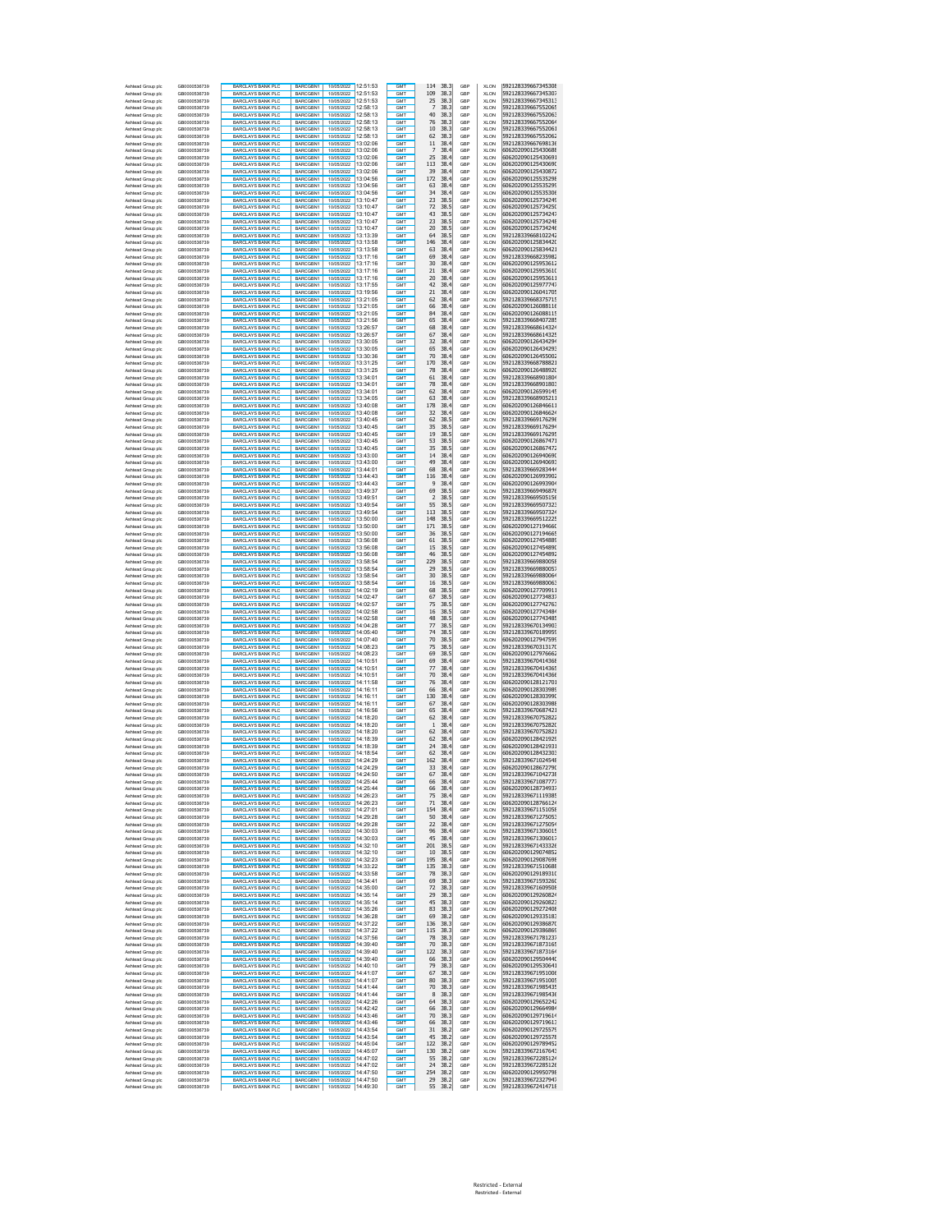| | | | | | | | | | | | |
|---|---|---|---|---|---|---|---|---|---|---|---|
| Ashtead Group plc | GB0000536739 | BARCLAYS BANK PLC | BARCGBN1 | 10/05/2022 | 12:51:53 | GMT | 114 | 38.3 | GBP | XLON | 592128339667345308 |
| Ashtead Group plc | GB0000536739 | BARCLAYS BANK PLC | BARCGBN1 | 10/05/2022 | 12:51:53 | GMT | 109 | 38.3 | GBP | XLON | 592128339667345307 |
| Ashtead Group plc | GB0000536739 | BARCLAYS BANK PLC | BARCGBN1 | 10/05/2022 | 12:51:53 | GMT | 25 | 38.3 | GBP | XLON | 592128339667345313 |
| Ashtead Group plc | GB0000536739 | BARCLAYS BANK PLC | BARCGBN1 | 10/05/2022 | 12:58:13 | GMT | 7 | 38.3 | GBP | XLON | 592128339667552065 |
| Ashtead Group plc | GB0000536739 | BARCLAYS BANK PLC | BARCGBN1 | 10/05/2022 | 12:58:13 | GMT | 40 | 38.3 | GBP | XLON | 592128339667552063 |
| Ashtead Group plc | GB0000536739 | BARCLAYS BANK PLC | BARCGBN1 | 10/05/2022 | 12:58:13 | GMT | 76 | 38.3 | GBP | XLON | 592128339667552064 |
| Ashtead Group plc | GB0000536739 | BARCLAYS BANK PLC | BARCGBN1 | 10/05/2022 | 12:58:13 | GMT | 10 | 38.3 | GBP | XLON | 592128339667552061 |
| Ashtead Group plc | GB0000536739 | BARCLAYS BANK PLC | BARCGBN1 | 10/05/2022 | 12:58:13 | GMT | 62 | 38.3 | GBP | XLON | 592128339667552062 |
| Ashtead Group plc | GB0000536739 | BARCLAYS BANK PLC | BARCGBN1 | 10/05/2022 | 13:02:06 | GMT | 11 | 38.4 | GBP | XLON | 592128339667698136 |
| Ashtead Group plc | GB0000536739 | BARCLAYS BANK PLC | BARCGBN1 | 10/05/2022 | 13:02:06 | GMT | 7 | 38.4 | GBP | XLON | 606202090125430688 |
| Ashtead Group plc | GB0000536739 | BARCLAYS BANK PLC | BARCGBN1 | 10/05/2022 | 13:02:06 | GMT | 25 | 38.4 | GBP | XLON | 606202090125430691 |
| Ashtead Group plc | GB0000536739 | BARCLAYS BANK PLC | BARCGBN1 | 10/05/2022 | 13:02:06 | GMT | 113 | 38.4 | GBP | XLON | 606202090125430690 |
| Ashtead Group plc | GB0000536739 | BARCLAYS BANK PLC | BARCGBN1 | 10/05/2022 | 13:02:06 | GMT | 39 | 38.4 | GBP | XLON | 606202090125430872 |
| Ashtead Group plc | GB0000536739 | BARCLAYS BANK PLC | BARCGBN1 | 10/05/2022 | 13:04:56 | GMT | 172 | 38.4 | GBP | XLON | 606202090125535298 |
| Ashtead Group plc | GB0000536739 | BARCLAYS BANK PLC | BARCGBN1 | 10/05/2022 | 13:04:56 | GMT | 63 | 38.4 | GBP | XLON | 606202090125535299 |
| Ashtead Group plc | GB0000536739 | BARCLAYS BANK PLC | BARCGBN1 | 10/05/2022 | 13:04:56 | GMT | 34 | 38.4 | GBP | XLON | 606202090125535306 |
| Ashtead Group plc | GB0000536739 | BARCLAYS BANK PLC | BARCGBN1 | 10/05/2022 | 13:10:47 | GMT | 23 | 38.5 | GBP | XLON | 606202090125734249 |
| Ashtead Group plc | GB0000536739 | BARCLAYS BANK PLC | BARCGBN1 | 10/05/2022 | 13:10:47 | GMT | 72 | 38.5 | GBP | XLON | 606202090125734250 |
| Ashtead Group plc | GB0000536739 | BARCLAYS BANK PLC | BARCGBN1 | 10/05/2022 | 13:10:47 | GMT | 43 | 38.5 | GBP | XLON | 606202090125734247 |
| Ashtead Group plc | GB0000536739 | BARCLAYS BANK PLC | BARCGBN1 | 10/05/2022 | 13:10:47 | GMT | 23 | 38.5 | GBP | XLON | 606202090125734248 |
| Ashtead Group plc | GB0000536739 | BARCLAYS BANK PLC | BARCGBN1 | 10/05/2022 | 13:10:47 | GMT | 20 | 38.5 | GBP | XLON | 606202090125734246 |
| Ashtead Group plc | GB0000536739 | BARCLAYS BANK PLC | BARCGBN1 | 10/05/2022 | 13:13:39 | GMT | 64 | 38.5 | GBP | XLON | 592128339668102242 |
| Ashtead Group plc | GB0000536739 | BARCLAYS BANK PLC | BARCGBN1 | 10/05/2022 | 13:13:58 | GMT | 146 | 38.4 | GBP | XLON | 606202090125834420 |
| Ashtead Group plc | GB0000536739 | BARCLAYS BANK PLC | BARCGBN1 | 10/05/2022 | 13:13:58 | GMT | 63 | 38.4 | GBP | XLON | 606202090125834421 |
| Ashtead Group plc | GB0000536739 | BARCLAYS BANK PLC | BARCGBN1 | 10/05/2022 | 13:17:16 | GMT | 69 | 38.4 | GBP | XLON | 592128339668235982 |
| Ashtead Group plc | GB0000536739 | BARCLAYS BANK PLC | BARCGBN1 | 10/05/2022 | 13:17:16 | GMT | 30 | 38.4 | GBP | XLON | 606202090125953612 |
| Ashtead Group plc | GB0000536739 | BARCLAYS BANK PLC | BARCGBN1 | 10/05/2022 | 13:17:16 | GMT | 21 | 38.4 | GBP | XLON | 606202090125953610 |
| Ashtead Group plc | GB0000536739 | BARCLAYS BANK PLC | BARCGBN1 | 10/05/2022 | 13:17:16 | GMT | 20 | 38.4 | GBP | XLON | 606202090125953611 |
| Ashtead Group plc | GB0000536739 | BARCLAYS BANK PLC | BARCGBN1 | 10/05/2022 | 13:17:55 | GMT | 42 | 38.4 | GBP | XLON | 606202090125977747 |
| Ashtead Group plc | GB0000536739 | BARCLAYS BANK PLC | BARCGBN1 | 10/05/2022 | 13:19:56 | GMT | 21 | 38.4 | GBP | XLON | 606202090126041705 |
| Ashtead Group plc | GB0000536739 | BARCLAYS BANK PLC | BARCGBN1 | 10/05/2022 | 13:21:05 | GMT | 62 | 38.4 | GBP | XLON | 592128339668375715 |
| Ashtead Group plc | GB0000536739 | BARCLAYS BANK PLC | BARCGBN1 | 10/05/2022 | 13:21:05 | GMT | 66 | 38.4 | GBP | XLON | 606202090126088116 |
| Ashtead Group plc | GB0000536739 | BARCLAYS BANK PLC | BARCGBN1 | 10/05/2022 | 13:21:05 | GMT | 84 | 38.4 | GBP | XLON | 606202090126088115 |
| Ashtead Group plc | GB0000536739 | BARCLAYS BANK PLC | BARCGBN1 | 10/05/2022 | 13:21:56 | GMT | 65 | 38.4 | GBP | XLON | 592128339668407285 |
| Ashtead Group plc | GB0000536739 | BARCLAYS BANK PLC | BARCGBN1 | 10/05/2022 | 13:26:57 | GMT | 68 | 38.4 | GBP | XLON | 592128339668614324 |
| Ashtead Group plc | GB0000536739 | BARCLAYS BANK PLC | BARCGBN1 | 10/05/2022 | 13:26:57 | GMT | 67 | 38.4 | GBP | XLON | 592128339668614325 |
| Ashtead Group plc | GB0000536739 | BARCLAYS BANK PLC | BARCGBN1 | 10/05/2022 | 13:30:05 | GMT | 32 | 38.4 | GBP | XLON | 606202090126434294 |
| Ashtead Group plc | GB0000536739 | BARCLAYS BANK PLC | BARCGBN1 | 10/05/2022 | 13:30:05 | GMT | 65 | 38.4 | GBP | XLON | 606202090126434293 |
| Ashtead Group plc | GB0000536739 | BARCLAYS BANK PLC | BARCGBN1 | 10/05/2022 | 13:30:36 | GMT | 70 | 38.4 | GBP | XLON | 606202090126455002 |
| Ashtead Group plc | GB0000536739 | BARCLAYS BANK PLC | BARCGBN1 | 10/05/2022 | 13:31:25 | GMT | 170 | 38.4 | GBP | XLON | 592128339668788821 |
| Ashtead Group plc | GB0000536739 | BARCLAYS BANK PLC | BARCGBN1 | 10/05/2022 | 13:31:25 | GMT | 78 | 38.4 | GBP | XLON | 606202090126488920 |
| Ashtead Group plc | GB0000536739 | BARCLAYS BANK PLC | BARCGBN1 | 10/05/2022 | 13:34:01 | GMT | 61 | 38.4 | GBP | XLON | 592128339668901804 |
| Ashtead Group plc | GB0000536739 | BARCLAYS BANK PLC | BARCGBN1 | 10/05/2022 | 13:34:01 | GMT | 78 | 38.4 | GBP | XLON | 592128339668901803 |
| Ashtead Group plc | GB0000536739 | BARCLAYS BANK PLC | BARCGBN1 | 10/05/2022 | 13:34:01 | GMT | 62 | 38.4 | GBP | XLON | 606202090126599145 |
| Ashtead Group plc | GB0000536739 | BARCLAYS BANK PLC | BARCGBN1 | 10/05/2022 | 13:34:05 | GMT | 63 | 38.4 | GBP | XLON | 592128339668905211 |
| Ashtead Group plc | GB0000536739 | BARCLAYS BANK PLC | BARCGBN1 | 10/05/2022 | 13:40:08 | GMT | 178 | 38.4 | GBP | XLON | 606202090126846611 |
| Ashtead Group plc | GB0000536739 | BARCLAYS BANK PLC | BARCGBN1 | 10/05/2022 | 13:40:08 | GMT | 32 | 38.4 | GBP | XLON | 606202090126846624 |
| Ashtead Group plc | GB0000536739 | BARCLAYS BANK PLC | BARCGBN1 | 10/05/2022 | 13:40:45 | GMT | 62 | 38.5 | GBP | XLON | 592128339669176296 |
| Ashtead Group plc | GB0000536739 | BARCLAYS BANK PLC | BARCGBN1 | 10/05/2022 | 13:40:45 | GMT | 35 | 38.5 | GBP | XLON | 592128339669176294 |
| Ashtead Group plc | GB0000536739 | BARCLAYS BANK PLC | BARCGBN1 | 10/05/2022 | 13:40:45 | GMT | 19 | 38.5 | GBP | XLON | 592128339669176295 |
| Ashtead Group plc | GB0000536739 | BARCLAYS BANK PLC | BARCGBN1 | 10/05/2022 | 13:40:45 | GMT | 53 | 38.5 | GBP | XLON | 606202090126867471 |
| Ashtead Group plc | GB0000536739 | BARCLAYS BANK PLC | BARCGBN1 | 10/05/2022 | 13:40:45 | GMT | 35 | 38.5 | GBP | XLON | 606202090126867472 |
| Ashtead Group plc | GB0000536739 | BARCLAYS BANK PLC | BARCGBN1 | 10/05/2022 | 13:43:00 | GMT | 14 | 38.4 | GBP | XLON | 606202090126940690 |
| Ashtead Group plc | GB0000536739 | BARCLAYS BANK PLC | BARCGBN1 | 10/05/2022 | 13:43:00 | GMT | 49 | 38.4 | GBP | XLON | 606202090126940693 |
| Ashtead Group plc | GB0000536739 | BARCLAYS BANK PLC | BARCGBN1 | 10/05/2022 | 13:44:01 | GMT | 68 | 38.4 | GBP | XLON | 592128339669283444 |
| Ashtead Group plc | GB0000536739 | BARCLAYS BANK PLC | BARCGBN1 | 10/05/2022 | 13:44:43 | GMT | 116 | 38.4 | GBP | XLON | 606202090126993902 |
| Ashtead Group plc | GB0000536739 | BARCLAYS BANK PLC | BARCGBN1 | 10/05/2022 | 13:44:43 | GMT | 9 | 38.4 | GBP | XLON | 606202090126993904 |
| Ashtead Group plc | GB0000536739 | BARCLAYS BANK PLC | BARCGBN1 | 10/05/2022 | 13:49:37 | GMT | 69 | 38.5 | GBP | XLON | 592128339669496876 |
| Ashtead Group plc | GB0000536739 | BARCLAYS BANK PLC | BARCGBN1 | 10/05/2022 | 13:49:51 | GMT | 2 | 38.5 | GBP | XLON | 592128339669505156 |
| Ashtead Group plc | GB0000536739 | BARCLAYS BANK PLC | BARCGBN1 | 10/05/2022 | 13:49:54 | GMT | 55 | 38.5 | GBP | XLON | 592128339669507323 |
| Ashtead Group plc | GB0000536739 | BARCLAYS BANK PLC | BARCGBN1 | 10/05/2022 | 13:49:54 | GMT | 113 | 38.5 | GBP | XLON | 592128339669507324 |
| Ashtead Group plc | GB0000536739 | BARCLAYS BANK PLC | BARCGBN1 | 10/05/2022 | 13:50:00 | GMT | 148 | 38.5 | GBP | XLON | 592128339669512225 |
| Ashtead Group plc | GB0000536739 | BARCLAYS BANK PLC | BARCGBN1 | 10/05/2022 | 13:50:00 | GMT | 171 | 38.5 | GBP | XLON | 606202090127194660 |
| Ashtead Group plc | GB0000536739 | BARCLAYS BANK PLC | BARCGBN1 | 10/05/2022 | 13:50:00 | GMT | 36 | 38.5 | GBP | XLON | 606202090127194665 |
| Ashtead Group plc | GB0000536739 | BARCLAYS BANK PLC | BARCGBN1 | 10/05/2022 | 13:56:08 | GMT | 61 | 38.5 | GBP | XLON | 606202090127454889 |
| Ashtead Group plc | GB0000536739 | BARCLAYS BANK PLC | BARCGBN1 | 10/05/2022 | 13:56:08 | GMT | 15 | 38.5 | GBP | XLON | 606202090127454890 |
| Ashtead Group plc | GB0000536739 | BARCLAYS BANK PLC | BARCGBN1 | 10/05/2022 | 13:56:08 | GMT | 46 | 38.5 | GBP | XLON | 606202090127454892 |
| Ashtead Group plc | GB0000536739 | BARCLAYS BANK PLC | BARCGBN1 | 10/05/2022 | 13:58:54 | GMT | 229 | 38.5 | GBP | XLON | 592128339669880058 |
| Ashtead Group plc | GB0000536739 | BARCLAYS BANK PLC | BARCGBN1 | 10/05/2022 | 13:58:54 | GMT | 29 | 38.5 | GBP | XLON | 592128339669880057 |
| Ashtead Group plc | GB0000536739 | BARCLAYS BANK PLC | BARCGBN1 | 10/05/2022 | 13:58:54 | GMT | 30 | 38.5 | GBP | XLON | 592128339669880064 |
| Ashtead Group plc | GB0000536739 | BARCLAYS BANK PLC | BARCGBN1 | 10/05/2022 | 13:58:54 | GMT | 16 | 38.5 | GBP | XLON | 592128339669880063 |
| Ashtead Group plc | GB0000536739 | BARCLAYS BANK PLC | BARCGBN1 | 10/05/2022 | 14:02:19 | GMT | 68 | 38.5 | GBP | XLON | 606202090127709911 |
| Ashtead Group plc | GB0000536739 | BARCLAYS BANK PLC | BARCGBN1 | 10/05/2022 | 14:02:47 | GMT | 67 | 38.5 | GBP | XLON | 606202090127734837 |
| Ashtead Group plc | GB0000536739 | BARCLAYS BANK PLC | BARCGBN1 | 10/05/2022 | 14:02:57 | GMT | 75 | 38.5 | GBP | XLON | 606202090127742763 |
| Ashtead Group plc | GB0000536739 | BARCLAYS BANK PLC | BARCGBN1 | 10/05/2022 | 14:02:58 | GMT | 16 | 38.5 | GBP | XLON | 606202090127743484 |
| Ashtead Group plc | GB0000536739 | BARCLAYS BANK PLC | BARCGBN1 | 10/05/2022 | 14:02:58 | GMT | 48 | 38.5 | GBP | XLON | 606202090127743485 |
| Ashtead Group plc | GB0000536739 | BARCLAYS BANK PLC | BARCGBN1 | 10/05/2022 | 14:04:28 | GMT | 77 | 38.5 | GBP | XLON | 592128339670134903 |
| Ashtead Group plc | GB0000536739 | BARCLAYS BANK PLC | BARCGBN1 | 10/05/2022 | 14:05:40 | GMT | 74 | 38.5 | GBP | XLON | 592128339670189959 |
| Ashtead Group plc | GB0000536739 | BARCLAYS BANK PLC | BARCGBN1 | 10/05/2022 | 14:07:40 | GMT | 70 | 38.5 | GBP | XLON | 606202090127947599 |
| Ashtead Group plc | GB0000536739 | BARCLAYS BANK PLC | BARCGBN1 | 10/05/2022 | 14:08:23 | GMT | 75 | 38.5 | GBP | XLON | 592128339670313170 |
| Ashtead Group plc | GB0000536739 | BARCLAYS BANK PLC | BARCGBN1 | 10/05/2022 | 14:08:23 | GMT | 69 | 38.5 | GBP | XLON | 606202090127976662 |
| Ashtead Group plc | GB0000536739 | BARCLAYS BANK PLC | BARCGBN1 | 10/05/2022 | 14:10:51 | GMT | 69 | 38.4 | GBP | XLON | 592128339670414368 |
| Ashtead Group plc | GB0000536739 | BARCLAYS BANK PLC | BARCGBN1 | 10/05/2022 | 14:10:51 | GMT | 77 | 38.4 | GBP | XLON | 592128339670414365 |
| Ashtead Group plc | GB0000536739 | BARCLAYS BANK PLC | BARCGBN1 | 10/05/2022 | 14:10:51 | GMT | 70 | 38.4 | GBP | XLON | 592128339670414366 |
| Ashtead Group plc | GB0000536739 | BARCLAYS BANK PLC | BARCGBN1 | 10/05/2022 | 14:11:58 | GMT | 76 | 38.4 | GBP | XLON | 606202090128121701 |
| Ashtead Group plc | GB0000536739 | BARCLAYS BANK PLC | BARCGBN1 | 10/05/2022 | 14:16:11 | GMT | 66 | 38.4 | GBP | XLON | 606202090128303989 |
| Ashtead Group plc | GB0000536739 | BARCLAYS BANK PLC | BARCGBN1 | 10/05/2022 | 14:16:11 | GMT | 130 | 38.4 | GBP | XLON | 606202090128303990 |
| Ashtead Group plc | GB0000536739 | BARCLAYS BANK PLC | BARCGBN1 | 10/05/2022 | 14:16:11 | GMT | 67 | 38.4 | GBP | XLON | 606202090128303988 |
| Ashtead Group plc | GB0000536739 | BARCLAYS BANK PLC | BARCGBN1 | 10/05/2022 | 14:16:56 | GMT | 65 | 38.4 | GBP | XLON | 592128339670687421 |
| Ashtead Group plc | GB0000536739 | BARCLAYS BANK PLC | BARCGBN1 | 10/05/2022 | 14:18:20 | GMT | 62 | 38.4 | GBP | XLON | 592128339670752822 |
| Ashtead Group plc | GB0000536739 | BARCLAYS BANK PLC | BARCGBN1 | 10/05/2022 | 14:18:20 | GMT | 1 | 38.4 | GBP | XLON | 592128339670752820 |
| Ashtead Group plc | GB0000536739 | BARCLAYS BANK PLC | BARCGBN1 | 10/05/2022 | 14:18:20 | GMT | 62 | 38.4 | GBP | XLON | 592128339670752821 |
| Ashtead Group plc | GB0000536739 | BARCLAYS BANK PLC | BARCGBN1 | 10/05/2022 | 14:18:39 | GMT | 62 | 38.4 | GBP | XLON | 606202090128421929 |
| Ashtead Group plc | GB0000536739 | BARCLAYS BANK PLC | BARCGBN1 | 10/05/2022 | 14:18:39 | GMT | 24 | 38.4 | GBP | XLON | 606202090128421931 |
| Ashtead Group plc | GB0000536739 | BARCLAYS BANK PLC | BARCGBN1 | 10/05/2022 | 14:18:54 | GMT | 62 | 38.4 | GBP | XLON | 606202090128432303 |
| Ashtead Group plc | GB0000536739 | BARCLAYS BANK PLC | BARCGBN1 | 10/05/2022 | 14:24:29 | GMT | 162 | 38.4 | GBP | XLON | 592128339671024548 |
| Ashtead Group plc | GB0000536739 | BARCLAYS BANK PLC | BARCGBN1 | 10/05/2022 | 14:24:29 | GMT | 33 | 38.4 | GBP | XLON | 606202090128672790 |
| Ashtead Group plc | GB0000536739 | BARCLAYS BANK PLC | BARCGBN1 | 10/05/2022 | 14:24:50 | GMT | 67 | 38.4 | GBP | XLON | 592128339671042738 |
| Ashtead Group plc | GB0000536739 | BARCLAYS BANK PLC | BARCGBN1 | 10/05/2022 | 14:25:44 | GMT | 66 | 38.4 | GBP | XLON | 592128339671087777 |
| Ashtead Group plc | GB0000536739 | BARCLAYS BANK PLC | BARCGBN1 | 10/05/2022 | 14:25:44 | GMT | 66 | 38.4 | GBP | XLON | 606202090128734937 |
| Ashtead Group plc | GB0000536739 | BARCLAYS BANK PLC | BARCGBN1 | 10/05/2022 | 14:26:23 | GMT | 75 | 38.4 | GBP | XLON | 592128339671119385 |
| Ashtead Group plc | GB0000536739 | BARCLAYS BANK PLC | BARCGBN1 | 10/05/2022 | 14:26:23 | GMT | 71 | 38.4 | GBP | XLON | 606202090128766124 |
| Ashtead Group plc | GB0000536739 | BARCLAYS BANK PLC | BARCGBN1 | 10/05/2022 | 14:27:01 | GMT | 154 | 38.4 | GBP | XLON | 592128339671151058 |
| Ashtead Group plc | GB0000536739 | BARCLAYS BANK PLC | BARCGBN1 | 10/05/2022 | 14:29:28 | GMT | 50 | 38.4 | GBP | XLON | 592128339671275053 |
| Ashtead Group plc | GB0000536739 | BARCLAYS BANK PLC | BARCGBN1 | 10/05/2022 | 14:29:28 | GMT | 22 | 38.4 | GBP | XLON | 592128339671275054 |
| Ashtead Group plc | GB0000536739 | BARCLAYS BANK PLC | BARCGBN1 | 10/05/2022 | 14:30:03 | GMT | 96 | 38.4 | GBP | XLON | 592128339671306015 |
| Ashtead Group plc | GB0000536739 | BARCLAYS BANK PLC | BARCGBN1 | 10/05/2022 | 14:30:03 | GMT | 45 | 38.4 | GBP | XLON | 592128339671306017 |
| Ashtead Group plc | GB0000536739 | BARCLAYS BANK PLC | BARCGBN1 | 10/05/2022 | 14:32:10 | GMT | 201 | 38.5 | GBP | XLON | 592128339671433328 |
| Ashtead Group plc | GB0000536739 | BARCLAYS BANK PLC | BARCGBN1 | 10/05/2022 | 14:32:10 | GMT | 10 | 38.5 | GBP | XLON | 606202090129074852 |
| Ashtead Group plc | GB0000536739 | BARCLAYS BANK PLC | BARCGBN1 | 10/05/2022 | 14:32:23 | GMT | 195 | 38.4 | GBP | XLON | 606202090129087698 |
| Ashtead Group plc | GB0000536739 | BARCLAYS BANK PLC | BARCGBN1 | 10/05/2022 | 14:33:22 | GMT | 135 | 38.3 | GBP | XLON | 592128339671510688 |
| Ashtead Group plc | GB0000536739 | BARCLAYS BANK PLC | BARCGBN1 | 10/05/2022 | 14:33:58 | GMT | 78 | 38.3 | GBP | XLON | 606202090129189310 |
| Ashtead Group plc | GB0000536739 | BARCLAYS BANK PLC | BARCGBN1 | 10/05/2022 | 14:34:41 | GMT | 69 | 38.3 | GBP | XLON | 592128339671593260 |
| Ashtead Group plc | GB0000536739 | BARCLAYS BANK PLC | BARCGBN1 | 10/05/2022 | 14:35:00 | GMT | 72 | 38.3 | GBP | XLON | 592128339671609508 |
| Ashtead Group plc | GB0000536739 | BARCLAYS BANK PLC | BARCGBN1 | 10/05/2022 | 14:35:14 | GMT | 29 | 38.3 | GBP | XLON | 606202090129260824 |
| Ashtead Group plc | GB0000536739 | BARCLAYS BANK PLC | BARCGBN1 | 10/05/2022 | 14:35:14 | GMT | 45 | 38.3 | GBP | XLON | 606202090129260823 |
| Ashtead Group plc | GB0000536739 | BARCLAYS BANK PLC | BARCGBN1 | 10/05/2022 | 14:35:26 | GMT | 83 | 38.3 | GBP | XLON | 606202090129272408 |
| Ashtead Group plc | GB0000536739 | BARCLAYS BANK PLC | BARCGBN1 | 10/05/2022 | 14:36:28 | GMT | 69 | 38.2 | GBP | XLON | 606202090129335183 |
| Ashtead Group plc | GB0000536739 | BARCLAYS BANK PLC | BARCGBN1 | 10/05/2022 | 14:37:22 | GMT | 136 | 38.3 | GBP | XLON | 606202090129386870 |
| Ashtead Group plc | GB0000536739 | BARCLAYS BANK PLC | BARCGBN1 | 10/05/2022 | 14:37:22 | GMT | 115 | 38.3 | GBP | XLON | 606202090129386869 |
| Ashtead Group plc | GB0000536739 | BARCLAYS BANK PLC | BARCGBN1 | 10/05/2022 | 14:37:56 | GMT | 78 | 38.3 | GBP | XLON | 592128339671781237 |
| Ashtead Group plc | GB0000536739 | BARCLAYS BANK PLC | BARCGBN1 | 10/05/2022 | 14:39:40 | GMT | 70 | 38.3 | GBP | XLON | 592128339671873165 |
| Ashtead Group plc | GB0000536739 | BARCLAYS BANK PLC | BARCGBN1 | 10/05/2022 | 14:39:40 | GMT | 122 | 38.3 | GBP | XLON | 592128339671873164 |
| Ashtead Group plc | GB0000536739 | BARCLAYS BANK PLC | BARCGBN1 | 10/05/2022 | 14:39:40 | GMT | 66 | 38.3 | GBP | XLON | 606202090129504440 |
| Ashtead Group plc | GB0000536739 | BARCLAYS BANK PLC | BARCGBN1 | 10/05/2022 | 14:40:10 | GMT | 79 | 38.3 | GBP | XLON | 606202090129530641 |
| Ashtead Group plc | GB0000536739 | BARCLAYS BANK PLC | BARCGBN1 | 10/05/2022 | 14:41:07 | GMT | 67 | 38.3 | GBP | XLON | 592128339671951006 |
| Ashtead Group plc | GB0000536739 | BARCLAYS BANK PLC | BARCGBN1 | 10/05/2022 | 14:41:07 | GMT | 80 | 38.3 | GBP | XLON | 592128339671951005 |
| Ashtead Group plc | GB0000536739 | BARCLAYS BANK PLC | BARCGBN1 | 10/05/2022 | 14:41:44 | GMT | 70 | 38.3 | GBP | XLON | 592128339671985435 |
| Ashtead Group plc | GB0000536739 | BARCLAYS BANK PLC | BARCGBN1 | 10/05/2022 | 14:41:44 | GMT | 8 | 38.3 | GBP | XLON | 592128339671985436 |
| Ashtead Group plc | GB0000536739 | BARCLAYS BANK PLC | BARCGBN1 | 10/05/2022 | 14:42:26 | GMT | 64 | 38.3 | GBP | XLON | 606202090129652242 |
| Ashtead Group plc | GB0000536739 | BARCLAYS BANK PLC | BARCGBN1 | 10/05/2022 | 14:42:42 | GMT | 66 | 38.3 | GBP | XLON | 606202090129664984 |
| Ashtead Group plc | GB0000536739 | BARCLAYS BANK PLC | BARCGBN1 | 10/05/2022 | 14:43:46 | GMT | 70 | 38.3 | GBP | XLON | 606202090129719614 |
| Ashtead Group plc | GB0000536739 | BARCLAYS BANK PLC | BARCGBN1 | 10/05/2022 | 14:43:46 | GMT | 66 | 38.3 | GBP | XLON | 606202090129719613 |
| Ashtead Group plc | GB0000536739 | BARCLAYS BANK PLC | BARCGBN1 | 10/05/2022 | 14:43:54 | GMT | 31 | 38.2 | GBP | XLON | 606202090129725579 |
| Ashtead Group plc | GB0000536739 | BARCLAYS BANK PLC | BARCGBN1 | 10/05/2022 | 14:43:54 | GMT | 45 | 38.2 | GBP | XLON | 606202090129725578 |
| Ashtead Group plc | GB0000536739 | BARCLAYS BANK PLC | BARCGBN1 | 10/05/2022 | 14:45:04 | GMT | 122 | 38.2 | GBP | XLON | 606202090129789452 |
| Ashtead Group plc | GB0000536739 | BARCLAYS BANK PLC | BARCGBN1 | 10/05/2022 | 14:45:07 | GMT | 130 | 38.2 | GBP | XLON | 592128339672167643 |
| Ashtead Group plc | GB0000536739 | BARCLAYS BANK PLC | BARCGBN1 | 10/05/2022 | 14:47:02 | GMT | 55 | 38.2 | GBP | XLON | 592128339672285124 |
| Ashtead Group plc | GB0000536739 | BARCLAYS BANK PLC | BARCGBN1 | 10/05/2022 | 14:47:02 | GMT | 24 | 38.2 | GBP | XLON | 592128339672285126 |
| Ashtead Group plc | GB0000536739 | BARCLAYS BANK PLC | BARCGBN1 | 10/05/2022 | 14:47:50 | GMT | 254 | 38.2 | GBP | XLON | 606202090129950798 |
| Ashtead Group plc | GB0000536739 | BARCLAYS BANK PLC | BARCGBN1 | 10/05/2022 | 14:47:50 | GMT | 29 | 38.2 | GBP | XLON | 592128339672327947 |
| Ashtead Group plc | GB0000536739 | BARCLAYS BANK PLC | BARCGBN1 | 10/05/2022 | 14:49:30 | GMT | 55 | 38.2 | GBP | XLON | 592128339672414718 |

Restricted - External
Restricted - External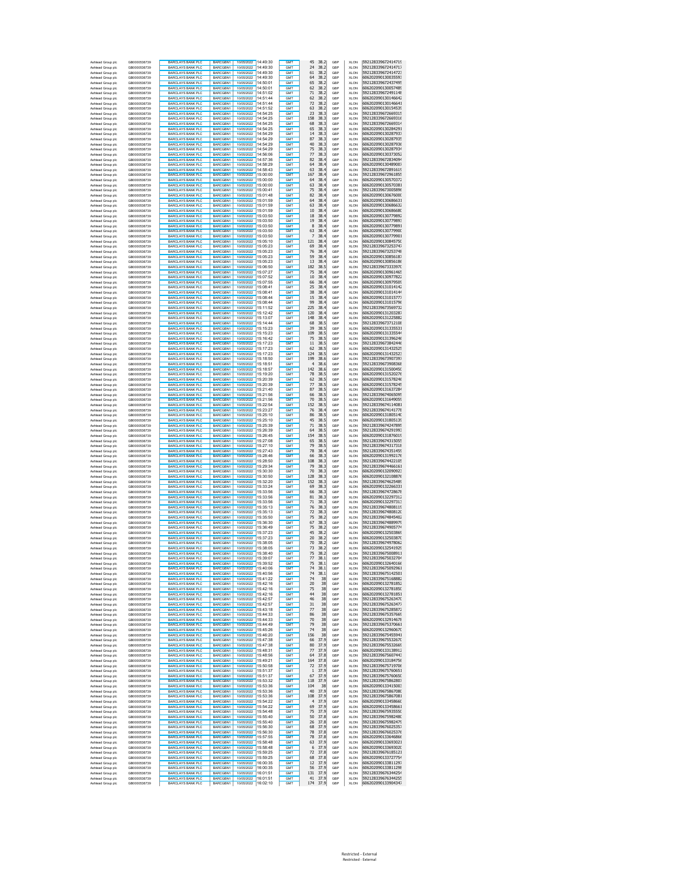| Ashtead Group plc | GB0000536739 | BARCLAYS BANK PLC | BARCGBN1 | 10/05/2022 | 14:49:30 | GMT | 45 | 38.2 | GBP | XLON | 592128339672414719 |
|---|---|---|---|---|---|---|---|---|---|---|---|
| Ashtead Group plc | GB0000536739 | BARCLAYS BANK PLC | BARCGBN1 | 10/05/2022 | 14:49:30 | GMT | 24 | 38.2 | GBP | XLON | 592128339672414717 |
| Ashtead Group plc | GB0000536739 | BARCLAYS BANK PLC | BARCGBN1 | 10/05/2022 | 14:49:30 | GMT | 61 | 38.2 | GBP | XLON | 592128339672414723 |
| Ashtead Group plc | GB0000536739 | BARCLAYS BANK PLC | BARCGBN1 | 10/05/2022 | 14:49:30 | GMT | 64 | 38.2 | GBP | XLON | 606202090130035593 |
| Ashtead Group plc | GB0000536739 | BARCLAYS BANK PLC | BARCGBN1 | 10/05/2022 | 14:50:01 | GMT | 65 | 38.2 | GBP | XLON | 592128339672437495 |
| Ashtead Group plc | GB0000536739 | BARCLAYS BANK PLC | BARCGBN1 | 10/05/2022 | 14:50:01 | GMT | 62 | 38.2 | GBP | XLON | 606202090130057489 |
| Ashtead Group plc | GB0000536739 | BARCLAYS BANK PLC | BARCGBN1 | 10/05/2022 | 14:51:02 | GMT | 71 | 38.2 | GBP | XLON | 592128339672491148 |
| Ashtead Group plc | GB0000536739 | BARCLAYS BANK PLC | BARCGBN1 | 10/05/2022 | 14:51:44 | GMT | 62 | 38.2 | GBP | XLON | 606202090130146642 |
| Ashtead Group plc | GB0000536739 | BARCLAYS BANK PLC | BARCGBN1 | 10/05/2022 | 14:51:44 | GMT | 72 | 38.2 | GBP | XLON | 606202090130146641 |
| Ashtead Group plc | GB0000536739 | BARCLAYS BANK PLC | BARCGBN1 | 10/05/2022 | 14:51:52 | GMT | 63 | 38.2 | GBP | XLON | 606202090130154539 |
| Ashtead Group plc | GB0000536739 | BARCLAYS BANK PLC | BARCGBN1 | 10/05/2022 | 14:54:25 | GMT | 23 | 38.3 | GBP | XLON | 592128339672669315 |
| Ashtead Group plc | GB0000536739 | BARCLAYS BANK PLC | BARCGBN1 | 10/05/2022 | 14:54:25 | GMT | 158 | 38.3 | GBP | XLON | 592128339672669316 |
| Ashtead Group plc | GB0000536739 | BARCLAYS BANK PLC | BARCGBN1 | 10/05/2022 | 14:54:25 | GMT | 68 | 38.3 | GBP | XLON | 592128339672669314 |
| Ashtead Group plc | GB0000536739 | BARCLAYS BANK PLC | BARCGBN1 | 10/05/2022 | 14:54:25 | GMT | 65 | 38.3 | GBP | XLON | 606202090130284291 |
| Ashtead Group plc | GB0000536739 | BARCLAYS BANK PLC | BARCGBN1 | 10/05/2022 | 14:54:29 | GMT | 14 | 38.3 | GBP | XLON | 606202090130287937 |
| Ashtead Group plc | GB0000536739 | BARCLAYS BANK PLC | BARCGBN1 | 10/05/2022 | 14:54:29 | GMT | 87 | 38.3 | GBP | XLON | 606202090130287935 |
| Ashtead Group plc | GB0000536739 | BARCLAYS BANK PLC | BARCGBN1 | 10/05/2022 | 14:54:29 | GMT | 40 | 38.3 | GBP | XLON | 606202090130287936 |
| Ashtead Group plc | GB0000536739 | BARCLAYS BANK PLC | BARCGBN1 | 10/05/2022 | 14:54:29 | GMT | 75 | 38.3 | GBP | XLON | 606202090130287934 |
| Ashtead Group plc | GB0000536739 | BARCLAYS BANK PLC | BARCGBN1 | 10/05/2022 | 14:56:06 | GMT | 77 | 38.3 | GBP | XLON | 606202090130373052 |
| Ashtead Group plc | GB0000536739 | BARCLAYS BANK PLC | BARCGBN1 | 10/05/2022 | 14:57:36 | GMT | 82 | 38.4 | GBP | XLON | 592128339672834094 |
| Ashtead Group plc | GB0000536739 | BARCLAYS BANK PLC | BARCGBN1 | 10/05/2022 | 14:58:29 | GMT | 64 | 38.4 | GBP | XLON | 606202090130489007 |
| Ashtead Group plc | GB0000536739 | BARCLAYS BANK PLC | BARCGBN1 | 10/05/2022 | 14:58:43 | GMT | 63 | 38.4 | GBP | XLON | 592128339672891619 |
| Ashtead Group plc | GB0000536739 | BARCLAYS BANK PLC | BARCGBN1 | 10/05/2022 | 15:00:00 | GMT | 167 | 38.4 | GBP | XLON | 592128339672961855 |
| Ashtead Group plc | GB0000536739 | BARCLAYS BANK PLC | BARCGBN1 | 10/05/2022 | 15:00:00 | GMT | 64 | 38.4 | GBP | XLON | 606202090130570372 |
| Ashtead Group plc | GB0000536739 | BARCLAYS BANK PLC | BARCGBN1 | 10/05/2022 | 15:00:00 | GMT | 63 | 38.4 | GBP | XLON | 606202090130570381 |
| Ashtead Group plc | GB0000536739 | BARCLAYS BANK PLC | BARCGBN1 | 10/05/2022 | 15:00:41 | GMT | 75 | 38.4 | GBP | XLON | 592128339673005896 |
| Ashtead Group plc | GB0000536739 | BARCLAYS BANK PLC | BARCGBN1 | 10/05/2022 | 15:01:48 | GMT | 82 | 38.4 | GBP | XLON | 606202090130676000 |
| Ashtead Group plc | GB0000536739 | BARCLAYS BANK PLC | BARCGBN1 | 10/05/2022 | 15:01:59 | GMT | 64 | 38.4 | GBP | XLON | 606202090130686631 |
| Ashtead Group plc | GB0000536739 | BARCLAYS BANK PLC | BARCGBN1 | 10/05/2022 | 15:01:59 | GMT | 63 | 38.4 | GBP | XLON | 606202090130686632 |
| Ashtead Group plc | GB0000536739 | BARCLAYS BANK PLC | BARCGBN1 | 10/05/2022 | 15:01:59 | GMT | 10 | 38.4 | GBP | XLON | 606202090130686680 |
| Ashtead Group plc | GB0000536739 | BARCLAYS BANK PLC | BARCGBN1 | 10/05/2022 | 15:03:50 | GMT | 18 | 38.4 | GBP | XLON | 606202090130779892 |
| Ashtead Group plc | GB0000536739 | BARCLAYS BANK PLC | BARCGBN1 | 10/05/2022 | 15:03:50 | GMT | 19 | 38.4 | GBP | XLON | 606202090130779893 |
| Ashtead Group plc | GB0000536739 | BARCLAYS BANK PLC | BARCGBN1 | 10/05/2022 | 15:03:50 | GMT | 8 | 38.4 | GBP | XLON | 606202090130779891 |
| Ashtead Group plc | GB0000536739 | BARCLAYS BANK PLC | BARCGBN1 | 10/05/2022 | 15:03:50 | GMT | 63 | 38.4 | GBP | XLON | 606202090130779900 |
| Ashtead Group plc | GB0000536739 | BARCLAYS BANK PLC | BARCGBN1 | 10/05/2022 | 15:03:50 | GMT | 7 | 38.4 | GBP | XLON | 606202090130779901 |
| Ashtead Group plc | GB0000536739 | BARCLAYS BANK PLC | BARCGBN1 | 10/05/2022 | 15:05:10 | GMT | 121 | 38.4 | GBP | XLON | 606202090130845750 |
| Ashtead Group plc | GB0000536739 | BARCLAYS BANK PLC | BARCGBN1 | 10/05/2022 | 15:05:23 | GMT | 69 | 38.4 | GBP | XLON | 592128339673253747 |
| Ashtead Group plc | GB0000536739 | BARCLAYS BANK PLC | BARCGBN1 | 10/05/2022 | 15:05:23 | GMT | 76 | 38.4 | GBP | XLON | 592128339673253748 |
| Ashtead Group plc | GB0000536739 | BARCLAYS BANK PLC | BARCGBN1 | 10/05/2022 | 15:05:23 | GMT | 59 | 38.4 | GBP | XLON | 606202090130856187 |
| Ashtead Group plc | GB0000536739 | BARCLAYS BANK PLC | BARCGBN1 | 10/05/2022 | 15:05:23 | GMT | 13 | 38.4 | GBP | XLON | 606202090130856186 |
| Ashtead Group plc | GB0000536739 | BARCLAYS BANK PLC | BARCGBN1 | 10/05/2022 | 15:06:50 | GMT | 182 | 38.5 | GBP | XLON | 592128339673333970 |
| Ashtead Group plc | GB0000536739 | BARCLAYS BANK PLC | BARCGBN1 | 10/05/2022 | 15:07:27 | GMT | 75 | 38.4 | GBP | XLON | 606202090130961465 |
| Ashtead Group plc | GB0000536739 | BARCLAYS BANK PLC | BARCGBN1 | 10/05/2022 | 15:07:52 | GMT | 10 | 38.4 | GBP | XLON | 606202090130977822 |
| Ashtead Group plc | GB0000536739 | BARCLAYS BANK PLC | BARCGBN1 | 10/05/2022 | 15:07:55 | GMT | 66 | 38.4 | GBP | XLON | 606202090130979509 |
| Ashtead Group plc | GB0000536739 | BARCLAYS BANK PLC | BARCGBN1 | 10/05/2022 | 15:08:41 | GMT | 25 | 38.4 | GBP | XLON | 606202090131014142 |
| Ashtead Group plc | GB0000536739 | BARCLAYS BANK PLC | BARCGBN1 | 10/05/2022 | 15:08:41 | GMT | 38 | 38.4 | GBP | XLON | 606202090131014144 |
| Ashtead Group plc | GB0000536739 | BARCLAYS BANK PLC | BARCGBN1 | 10/05/2022 | 15:08:44 | GMT | 15 | 38.4 | GBP | XLON | 606202090131015777 |
| Ashtead Group plc | GB0000536739 | BARCLAYS BANK PLC | BARCGBN1 | 10/05/2022 | 15:08:44 | GMT | 99 | 38.4 | GBP | XLON | 606202090131015796 |
| Ashtead Group plc | GB0000536739 | BARCLAYS BANK PLC | BARCGBN1 | 10/05/2022 | 15:11:52 | GMT | 225 | 38.4 | GBP | XLON | 592128339673569732 |
| Ashtead Group plc | GB0000536739 | BARCLAYS BANK PLC | BARCGBN1 | 10/05/2022 | 15:12:42 | GMT | 120 | 38.4 | GBP | XLON | 606202090131203287 |
| Ashtead Group plc | GB0000536739 | BARCLAYS BANK PLC | BARCGBN1 | 10/05/2022 | 15:13:07 | GMT | 148 | 38.4 | GBP | XLON | 606202090131225882 |
| Ashtead Group plc | GB0000536739 | BARCLAYS BANK PLC | BARCGBN1 | 10/05/2022 | 15:14:44 | GMT | 68 | 38.5 | GBP | XLON | 592128339673712108 |
| Ashtead Group plc | GB0000536739 | BARCLAYS BANK PLC | BARCGBN1 | 10/05/2022 | 15:15:23 | GMT | 39 | 38.5 | GBP | XLON | 606202090131335531 |
| Ashtead Group plc | GB0000536739 | BARCLAYS BANK PLC | BARCGBN1 | 10/05/2022 | 15:15:23 | GMT | 109 | 38.5 | GBP | XLON | 606202090131335544 |
| Ashtead Group plc | GB0000536739 | BARCLAYS BANK PLC | BARCGBN1 | 10/05/2022 | 15:16:42 | GMT | 75 | 38.5 | GBP | XLON | 606202090131396246 |
| Ashtead Group plc | GB0000536739 | BARCLAYS BANK PLC | BARCGBN1 | 10/05/2022 | 15:17:23 | GMT | 11 | 38.5 | GBP | XLON | 592128339673842446 |
| Ashtead Group plc | GB0000536739 | BARCLAYS BANK PLC | BARCGBN1 | 10/05/2022 | 15:17:23 | GMT | 62 | 38.5 | GBP | XLON | 606202090131432525 |
| Ashtead Group plc | GB0000536739 | BARCLAYS BANK PLC | BARCGBN1 | 10/05/2022 | 15:17:23 | GMT | 124 | 38.5 | GBP | XLON | 606202090131432523 |
| Ashtead Group plc | GB0000536739 | BARCLAYS BANK PLC | BARCGBN1 | 10/05/2022 | 15:18:50 | GMT | 199 | 38.6 | GBP | XLON | 592128339673907397 |
| Ashtead Group plc | GB0000536739 | BARCLAYS BANK PLC | BARCGBN1 | 10/05/2022 | 15:18:51 | GMT | 4 | 38.6 | GBP | XLON | 592128339673908368 |
| Ashtead Group plc | GB0000536739 | BARCLAYS BANK PLC | BARCGBN1 | 10/05/2022 | 15:18:57 | GMT | 142 | 38.6 | GBP | XLON | 606202090131500450 |
| Ashtead Group plc | GB0000536739 | BARCLAYS BANK PLC | BARCGBN1 | 10/05/2022 | 15:19:20 | GMT | 78 | 38.5 | GBP | XLON | 606202090131520276 |
| Ashtead Group plc | GB0000536739 | BARCLAYS BANK PLC | BARCGBN1 | 10/05/2022 | 15:20:39 | GMT | 62 | 38.5 | GBP | XLON | 606202090131578246 |
| Ashtead Group plc | GB0000536739 | BARCLAYS BANK PLC | BARCGBN1 | 10/05/2022 | 15:20:39 | GMT | 77 | 38.5 | GBP | XLON | 606202090131578245 |
| Ashtead Group plc | GB0000536739 | BARCLAYS BANK PLC | BARCGBN1 | 10/05/2022 | 15:21:40 | GMT | 87 | 38.5 | GBP | XLON | 606202090131637284 |
| Ashtead Group plc | GB0000536739 | BARCLAYS BANK PLC | BARCGBN1 | 10/05/2022 | 15:21:56 | GMT | 66 | 38.5 | GBP | XLON | 592128339674065095 |
| Ashtead Group plc | GB0000536739 | BARCLAYS BANK PLC | BARCGBN1 | 10/05/2022 | 15:21:56 | GMT | 70 | 38.5 | GBP | XLON | 606202090131649059 |
| Ashtead Group plc | GB0000536739 | BARCLAYS BANK PLC | BARCGBN1 | 10/05/2022 | 15:22:54 | GMT | 152 | 38.5 | GBP | XLON | 592128339674114081 |
| Ashtead Group plc | GB0000536739 | BARCLAYS BANK PLC | BARCGBN1 | 10/05/2022 | 15:23:27 | GMT | 76 | 38.4 | GBP | XLON | 592128339674141778 |
| Ashtead Group plc | GB0000536739 | BARCLAYS BANK PLC | BARCGBN1 | 10/05/2022 | 15:25:10 | GMT | 86 | 38.5 | GBP | XLON | 606202090131805140 |
| Ashtead Group plc | GB0000536739 | BARCLAYS BANK PLC | BARCGBN1 | 10/05/2022 | 15:25:10 | GMT | 45 | 38.5 | GBP | XLON | 606202090131805139 |
| Ashtead Group plc | GB0000536739 | BARCLAYS BANK PLC | BARCGBN1 | 10/05/2022 | 15:25:39 | GMT | 71 | 38.5 | GBP | XLON | 592128339674247895 |
| Ashtead Group plc | GB0000536739 | BARCLAYS BANK PLC | BARCGBN1 | 10/05/2022 | 15:26:39 | GMT | 64 | 38.5 | GBP | XLON | 592128339674291993 |
| Ashtead Group plc | GB0000536739 | BARCLAYS BANK PLC | BARCGBN1 | 10/05/2022 | 15:26:45 | GMT | 154 | 38.5 | GBP | XLON | 606202090131876019 |
| Ashtead Group plc | GB0000536739 | BARCLAYS BANK PLC | BARCGBN1 | 10/05/2022 | 15:27:08 | GMT | 65 | 38.5 | GBP | XLON | 592128339674315055 |
| Ashtead Group plc | GB0000536739 | BARCLAYS BANK PLC | BARCGBN1 | 10/05/2022 | 15:27:10 | GMT | 79 | 38.5 | GBP | XLON | 592128339674317318 |
| Ashtead Group plc | GB0000536739 | BARCLAYS BANK PLC | BARCGBN1 | 10/05/2022 | 15:27:43 | GMT | 78 | 38.4 | GBP | XLON | 592128339674351459 |
| Ashtead Group plc | GB0000536739 | BARCLAYS BANK PLC | BARCGBN1 | 10/05/2022 | 15:28:46 | GMT | 66 | 38.3 | GBP | XLON | 606202090131992176 |
| Ashtead Group plc | GB0000536739 | BARCLAYS BANK PLC | BARCGBN1 | 10/05/2022 | 15:28:50 | GMT | 108 | 38.3 | GBP | XLON | 592128339674422105 |
| Ashtead Group plc | GB0000536739 | BARCLAYS BANK PLC | BARCGBN1 | 10/05/2022 | 15:29:34 | GMT | 79 | 38.3 | GBP | XLON | 592128339674466161 |
| Ashtead Group plc | GB0000536739 | BARCLAYS BANK PLC | BARCGBN1 | 10/05/2022 | 15:30:30 | GMT | 70 | 38.3 | GBP | XLON | 606202090132090923 |
| Ashtead Group plc | GB0000536739 | BARCLAYS BANK PLC | BARCGBN1 | 10/05/2022 | 15:30:50 | GMT | 128 | 38.3 | GBP | XLON | 606202090132108876 |
| Ashtead Group plc | GB0000536739 | BARCLAYS BANK PLC | BARCGBN1 | 10/05/2022 | 15:32:20 | GMT | 152 | 38.3 | GBP | XLON | 592128339674625489 |
| Ashtead Group plc | GB0000536739 | BARCLAYS BANK PLC | BARCGBN1 | 10/05/2022 | 15:33:24 | GMT | 69 | 38.3 | GBP | XLON | 606202090132266331 |
| Ashtead Group plc | GB0000536739 | BARCLAYS BANK PLC | BARCGBN1 | 10/05/2022 | 15:33:56 | GMT | 66 | 38.3 | GBP | XLON | 592128339674728678 |
| Ashtead Group plc | GB0000536739 | BARCLAYS BANK PLC | BARCGBN1 | 10/05/2022 | 15:33:56 | GMT | 81 | 38.3 | GBP | XLON | 606202090132297312 |
| Ashtead Group plc | GB0000536739 | BARCLAYS BANK PLC | BARCGBN1 | 10/05/2022 | 15:33:56 | GMT | 71 | 38.3 | GBP | XLON | 606202090132297313 |
| Ashtead Group plc | GB0000536739 | BARCLAYS BANK PLC | BARCGBN1 | 10/05/2022 | 15:35:13 | GMT | 76 | 38.3 | GBP | XLON | 592128339674808119 |
| Ashtead Group plc | GB0000536739 | BARCLAYS BANK PLC | BARCGBN1 | 10/05/2022 | 15:35:13 | GMT | 72 | 38.3 | GBP | XLON | 592128339674808120 |
| Ashtead Group plc | GB0000536739 | BARCLAYS BANK PLC | BARCGBN1 | 10/05/2022 | 15:35:50 | GMT | 75 | 38.2 | GBP | XLON | 592128339674845402 |
| Ashtead Group plc | GB0000536739 | BARCLAYS BANK PLC | BARCGBN1 | 10/05/2022 | 15:36:30 | GMT | 67 | 38.3 | GBP | XLON | 592128339674889979 |
| Ashtead Group plc | GB0000536739 | BARCLAYS BANK PLC | BARCGBN1 | 10/05/2022 | 15:36:49 | GMT | 75 | 38.2 | GBP | XLON | 592128339674905774 |
| Ashtead Group plc | GB0000536739 | BARCLAYS BANK PLC | BARCGBN1 | 10/05/2022 | 15:37:23 | GMT | 45 | 38.2 | GBP | XLON | 606202090132503869 |
| Ashtead Group plc | GB0000536739 | BARCLAYS BANK PLC | BARCGBN1 | 10/05/2022 | 15:37:23 | GMT | 20 | 38.2 | GBP | XLON | 606202090132503870 |
| Ashtead Group plc | GB0000536739 | BARCLAYS BANK PLC | BARCGBN1 | 10/05/2022 | 15:38:05 | GMT | 70 | 38.2 | GBP | XLON | 592128339674978062 |
| Ashtead Group plc | GB0000536739 | BARCLAYS BANK PLC | BARCGBN1 | 10/05/2022 | 15:38:05 | GMT | 73 | 38.2 | GBP | XLON | 606202090132541929 |
| Ashtead Group plc | GB0000536739 | BARCLAYS BANK PLC | BARCGBN1 | 10/05/2022 | 15:38:40 | GMT | 75 | 38.2 | GBP | XLON | 592128339675008911 |
| Ashtead Group plc | GB0000536739 | BARCLAYS BANK PLC | BARCGBN1 | 10/05/2022 | 15:39:07 | GMT | 77 | 38.1 | GBP | XLON | 592128339675032704 |
| Ashtead Group plc | GB0000536739 | BARCLAYS BANK PLC | BARCGBN1 | 10/05/2022 | 15:39:52 | GMT | 75 | 38.1 | GBP | XLON | 606202090132640166 |
| Ashtead Group plc | GB0000536739 | BARCLAYS BANK PLC | BARCGBN1 | 10/05/2022 | 15:40:06 | GMT | 74 | 38.1 | GBP | XLON | 592128339675092961 |
| Ashtead Group plc | GB0000536739 | BARCLAYS BANK PLC | BARCGBN1 | 10/05/2022 | 15:40:56 | GMT | 74 | 38.1 | GBP | XLON | 592128339675142501 |
| Ashtead Group plc | GB0000536739 | BARCLAYS BANK PLC | BARCGBN1 | 10/05/2022 | 15:41:22 | GMT | 74 | 38 | GBP | XLON | 592128339675168882 |
| Ashtead Group plc | GB0000536739 | BARCLAYS BANK PLC | BARCGBN1 | 10/05/2022 | 15:42:16 | GMT | 20 | 38 | GBP | XLON | 606202090132781852 |
| Ashtead Group plc | GB0000536739 | BARCLAYS BANK PLC | BARCGBN1 | 10/05/2022 | 15:42:16 | GMT | 75 | 38 | GBP | XLON | 606202090132781850 |
| Ashtead Group plc | GB0000536739 | BARCLAYS BANK PLC | BARCGBN1 | 10/05/2022 | 15:42:16 | GMT | 44 | 38 | GBP | XLON | 606202090132781851 |
| Ashtead Group plc | GB0000536739 | BARCLAYS BANK PLC | BARCGBN1 | 10/05/2022 | 15:42:57 | GMT | 46 | 38 | GBP | XLON | 592128339675263470 |
| Ashtead Group plc | GB0000536739 | BARCLAYS BANK PLC | BARCGBN1 | 10/05/2022 | 15:42:57 | GMT | 31 | 38 | GBP | XLON | 592128339675263477 |
| Ashtead Group plc | GB0000536739 | BARCLAYS BANK PLC | BARCGBN1 | 10/05/2022 | 15:43:18 | GMT | 77 | 38 | GBP | XLON | 592128339675285872 |
| Ashtead Group plc | GB0000536739 | BARCLAYS BANK PLC | BARCGBN1 | 10/05/2022 | 15:44:33 | GMT | 86 | 38 | GBP | XLON | 592128339675357669 |
| Ashtead Group plc | GB0000536739 | BARCLAYS BANK PLC | BARCGBN1 | 10/05/2022 | 15:44:33 | GMT | 70 | 38 | GBP | XLON | 606202090132914678 |
| Ashtead Group plc | GB0000536739 | BARCLAYS BANK PLC | BARCGBN1 | 10/05/2022 | 15:44:49 | GMT | 79 | 38 | GBP | XLON | 592128339675370661 |
| Ashtead Group plc | GB0000536739 | BARCLAYS BANK PLC | BARCGBN1 | 10/05/2022 | 15:45:26 | GMT | 74 | 38 | GBP | XLON | 606202090132960670 |
| Ashtead Group plc | GB0000536739 | BARCLAYS BANK PLC | BARCGBN1 | 10/05/2022 | 15:46:20 | GMT | 156 | 38 | GBP | XLON | 592128339675455941 |
| Ashtead Group plc | GB0000536739 | BARCLAYS BANK PLC | BARCGBN1 | 10/05/2022 | 15:47:38 | GMT | 66 | 37.9 | GBP | XLON | 592128339675532670 |
| Ashtead Group plc | GB0000536739 | BARCLAYS BANK PLC | BARCGBN1 | 10/05/2022 | 15:47:38 | GMT | 80 | 37.9 | GBP | XLON | 592128339675532669 |
| Ashtead Group plc | GB0000536739 | BARCLAYS BANK PLC | BARCGBN1 | 10/05/2022 | 15:48:31 | GMT | 77 | 37.9 | GBP | XLON | 606202090133138912 |
| Ashtead Group plc | GB0000536739 | BARCLAYS BANK PLC | BARCGBN1 | 10/05/2022 | 15:48:56 | GMT | 64 | 37.8 | GBP | XLON | 592128339675607443 |
| Ashtead Group plc | GB0000536739 | BARCLAYS BANK PLC | BARCGBN1 | 10/05/2022 | 15:49:21 | GMT | 164 | 37.8 | GBP | XLON | 606202090133184756 |
| Ashtead Group plc | GB0000536739 | BARCLAYS BANK PLC | BARCGBN1 | 10/05/2022 | 15:50:58 | GMT | 72 | 37.9 | GBP | XLON | 592128339675719706 |
| Ashtead Group plc | GB0000536739 | BARCLAYS BANK PLC | BARCGBN1 | 10/05/2022 | 15:51:37 | GMT | 1 | 37.9 | GBP | XLON | 592128339675760651 |
| Ashtead Group plc | GB0000536739 | BARCLAYS BANK PLC | BARCGBN1 | 10/05/2022 | 15:51:37 | GMT | 67 | 37.9 | GBP | XLON | 592128339675760650 |
| Ashtead Group plc | GB0000536739 | BARCLAYS BANK PLC | BARCGBN1 | 10/05/2022 | 15:53:32 | GMT | 118 | 37.9 | GBP | XLON | 592128339675862807 |
| Ashtead Group plc | GB0000536739 | BARCLAYS BANK PLC | BARCGBN1 | 10/05/2022 | 15:53:36 | GMT | 104 | 38 | GBP | XLON | 606202090133415003 |
| Ashtead Group plc | GB0000536739 | BARCLAYS BANK PLC | BARCGBN1 | 10/05/2022 | 15:53:36 | GMT | 40 | 37.9 | GBP | XLON | 592128339675867080 |
| Ashtead Group plc | GB0000536739 | BARCLAYS BANK PLC | BARCGBN1 | 10/05/2022 | 15:53:36 | GMT | 108 | 37.9 | GBP | XLON | 592128339675867081 |
| Ashtead Group plc | GB0000536739 | BARCLAYS BANK PLC | BARCGBN1 | 10/05/2022 | 15:54:22 | GMT | 4 | 37.9 | GBP | XLON | 606202090133458660 |
| Ashtead Group plc | GB0000536739 | BARCLAYS BANK PLC | BARCGBN1 | 10/05/2022 | 15:54:22 | GMT | 69 | 37.9 | GBP | XLON | 606202090133458661 |
| Ashtead Group plc | GB0000536739 | BARCLAYS BANK PLC | BARCGBN1 | 10/05/2022 | 15:54:48 | GMT | 75 | 37.9 | GBP | XLON | 592128339675935550 |
| Ashtead Group plc | GB0000536739 | BARCLAYS BANK PLC | BARCGBN1 | 10/05/2022 | 15:55:40 | GMT | 50 | 37.8 | GBP | XLON | 592128339675982480 |
| Ashtead Group plc | GB0000536739 | BARCLAYS BANK PLC | BARCGBN1 | 10/05/2022 | 15:55:40 | GMT | 26 | 37.8 | GBP | XLON | 592128339675982479 |
| Ashtead Group plc | GB0000536739 | BARCLAYS BANK PLC | BARCGBN1 | 10/05/2022 | 15:56:30 | GMT | 68 | 37.9 | GBP | XLON | 592128339676025357 |
| Ashtead Group plc | GB0000536739 | BARCLAYS BANK PLC | BARCGBN1 | 10/05/2022 | 15:56:30 | GMT | 78 | 37.8 | GBP | XLON | 592128339676025376 |
| Ashtead Group plc | GB0000536739 | BARCLAYS BANK PLC | BARCGBN1 | 10/05/2022 | 15:57:55 | GMT | 78 | 37.8 | GBP | XLON | 606202090133646866 |
| Ashtead Group plc | GB0000536739 | BARCLAYS BANK PLC | BARCGBN1 | 10/05/2022 | 15:58:48 | GMT | 63 | 37.9 | GBP | XLON | 606202090133693021 |
| Ashtead Group plc | GB0000536739 | BARCLAYS BANK PLC | BARCGBN1 | 10/05/2022 | 15:58:48 | GMT | 6 | 37.9 | GBP | XLON | 606202090133693020 |
| Ashtead Group plc | GB0000536739 | BARCLAYS BANK PLC | BARCGBN1 | 10/05/2022 | 15:59:25 | GMT | 72 | 37.8 | GBP | XLON | 592128339676185121 |
| Ashtead Group plc | GB0000536739 | BARCLAYS BANK PLC | BARCGBN1 | 10/05/2022 | 15:59:25 | GMT | 68 | 37.8 | GBP | XLON | 606202090133727754 |
| Ashtead Group plc | GB0000536739 | BARCLAYS BANK PLC | BARCGBN1 | 10/05/2022 | 16:00:35 | GMT | 12 | 37.9 | GBP | XLON | 606202090133811297 |
| Ashtead Group plc | GB0000536739 | BARCLAYS BANK PLC | BARCGBN1 | 10/05/2022 | 16:00:35 | GMT | 56 | 37.9 | GBP | XLON | 606202090133811298 |
| Ashtead Group plc | GB0000536739 | BARCLAYS BANK PLC | BARCGBN1 | 10/05/2022 | 16:01:51 | GMT | 131 | 37.9 | GBP | XLON | 592128339676344254 |
| Ashtead Group plc | GB0000536739 | BARCLAYS BANK PLC | BARCGBN1 | 10/05/2022 | 16:01:51 | GMT | 41 | 37.9 | GBP | XLON | 592128339676344255 |
| Ashtead Group plc | GB0000536739 | BARCLAYS BANK PLC | BARCGBN1 | 10/05/2022 | 16:02:10 | GMT | 174 | 37.9 | GBP | XLON | 606202090133904347 |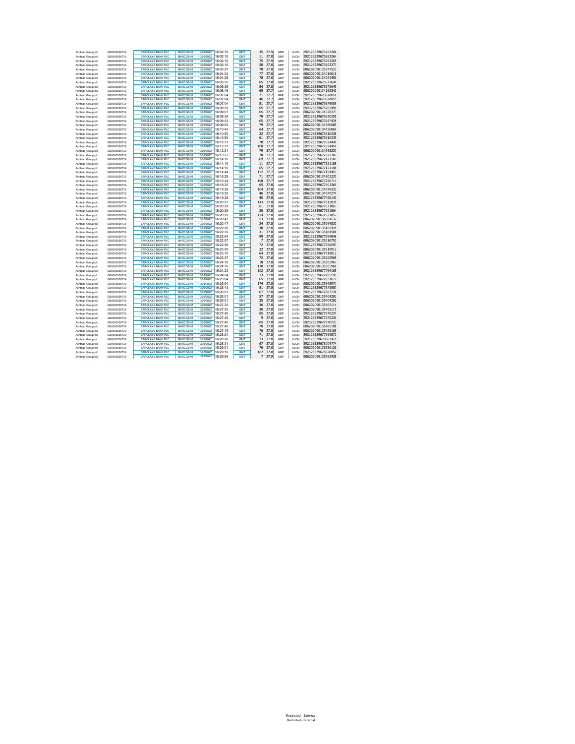| | | | | | | | | | | | |
|---|---|---|---|---|---|---|---|---|---|---|---|
| Ashtead Group plc | GB0000536739 | BARCLAYS BANK PLC | BARCGBN1 | 10/05/2022 | 16:02:10 | GMT | 35 | 37.9 | GBP | XLON | 592128339676363266 |
| Ashtead Group plc | GB0000536739 | BARCLAYS BANK PLC | BARCGBN1 | 10/05/2022 | 16:02:10 | GMT | 11 | 37.8 | GBP | XLON | 592128339676363264 |
| Ashtead Group plc | GB0000536739 | BARCLAYS BANK PLC | BARCGBN1 | 10/05/2022 | 16:02:10 | GMT | 75 | 37.9 | GBP | XLON | 592128339676363265 |
| Ashtead Group plc | GB0000536739 | BARCLAYS BANK PLC | BARCGBN1 | 10/05/2022 | 16:02:10 | GMT | 58 | 37.8 | GBP | XLON | 592128339676363373 |
| Ashtead Group plc | GB0000536739 | BARCLAYS BANK PLC | BARCGBN1 | 10/05/2022 | 16:03:27 | GMT | 78 | 37.8 | GBP | XLON | 606202090133977523 |
| Ashtead Group plc | GB0000536739 | BARCLAYS BANK PLC | BARCGBN1 | 10/05/2022 | 16:04:04 | GMT | 77 | 37.8 | GBP | XLON | 606202090134016018 |
| Ashtead Group plc | GB0000536739 | BARCLAYS BANK PLC | BARCGBN1 | 10/05/2022 | 16:04:28 | GMT | 78 | 37.8 | GBP | XLON | 606202090134041450 |
| Ashtead Group plc | GB0000536739 | BARCLAYS BANK PLC | BARCGBN1 | 10/05/2022 | 16:05:35 | GMT | 65 | 37.8 | GBP | XLON | 592128339676573644 |
| Ashtead Group plc | GB0000536739 | BARCLAYS BANK PLC | BARCGBN1 | 10/05/2022 | 16:05:35 | GMT | 84 | 37.8 | GBP | XLON | 592128339676573645 |
| Ashtead Group plc | GB0000536739 | BARCLAYS BANK PLC | BARCGBN1 | 10/05/2022 | 16:06:45 | GMT | 65 | 37.7 | GBP | XLON | 606202090134193342 |
| Ashtead Group plc | GB0000536739 | BARCLAYS BANK PLC | BARCGBN1 | 10/05/2022 | 16:07:04 | GMT | 21 | 37.7 | GBP | XLON | 592128339676678054 |
| Ashtead Group plc | GB0000536739 | BARCLAYS BANK PLC | BARCGBN1 | 10/05/2022 | 16:07:04 | GMT | 46 | 37.7 | GBP | XLON | 592128339676678055 |
| Ashtead Group plc | GB0000536739 | BARCLAYS BANK PLC | BARCGBN1 | 10/05/2022 | 16:07:04 | GMT | 81 | 37.7 | GBP | XLON | 592128339676678059 |
| Ashtead Group plc | GB0000536739 | BARCLAYS BANK PLC | BARCGBN1 | 10/05/2022 | 16:08:30 | GMT | 65 | 37.7 | GBP | XLON | 592128339676767494 |
| Ashtead Group plc | GB0000536739 | BARCLAYS BANK PLC | BARCGBN1 | 10/05/2022 | 16:09:01 | GMT | 65 | 37.7 | GBP | XLON | 606202090134328373 |
| Ashtead Group plc | GB0000536739 | BARCLAYS BANK PLC | BARCGBN1 | 10/05/2022 | 16:09:35 | GMT | 70 | 37.7 | GBP | XLON | 592128339676830255 |
| Ashtead Group plc | GB0000536739 | BARCLAYS BANK PLC | BARCGBN1 | 10/05/2022 | 16:09:53 | GMT | 65 | 37.7 | GBP | XLON | 592128339676847428 |
| Ashtead Group plc | GB0000536739 | BARCLAYS BANK PLC | BARCGBN1 | 10/05/2022 | 16:09:53 | GMT | 79 | 37.7 | GBP | XLON | 606202090134380685 |
| Ashtead Group plc | GB0000536739 | BARCLAYS BANK PLC | BARCGBN1 | 10/05/2022 | 16:10:43 | GMT | 64 | 37.7 | GBP | XLON | 606202090134436069 |
| Ashtead Group plc | GB0000536739 | BARCLAYS BANK PLC | BARCGBN1 | 10/05/2022 | 16:10:50 | GMT | 32 | 37.7 | GBP | XLON | 592128339676910238 |
| Ashtead Group plc | GB0000536739 | BARCLAYS BANK PLC | BARCGBN1 | 10/05/2022 | 16:10:50 | GMT | 61 | 37.7 | GBP | XLON | 592128339676910239 |
| Ashtead Group plc | GB0000536739 | BARCLAYS BANK PLC | BARCGBN1 | 10/05/2022 | 16:12:31 | GMT | 78 | 37.7 | GBP | XLON | 592128339677024449 |
| Ashtead Group plc | GB0000536739 | BARCLAYS BANK PLC | BARCGBN1 | 10/05/2022 | 16:12:31 | GMT | 108 | 37.7 | GBP | XLON | 592128339677024450 |
| Ashtead Group plc | GB0000536739 | BARCLAYS BANK PLC | BARCGBN1 | 10/05/2022 | 16:12:31 | GMT | 79 | 37.7 | GBP | XLON | 606202090134555237 |
| Ashtead Group plc | GB0000536739 | BARCLAYS BANK PLC | BARCGBN1 | 10/05/2022 | 16:13:27 | GMT | 78 | 37.7 | GBP | XLON | 592128339677077307 |
| Ashtead Group plc | GB0000536739 | BARCLAYS BANK PLC | BARCGBN1 | 10/05/2022 | 16:14:10 | GMT | 69 | 37.7 | GBP | XLON | 592128339677121187 |
| Ashtead Group plc | GB0000536739 | BARCLAYS BANK PLC | BARCGBN1 | 10/05/2022 | 16:14:10 | GMT | 11 | 37.7 | GBP | XLON | 592128339677121188 |
| Ashtead Group plc | GB0000536739 | BARCLAYS BANK PLC | BARCGBN1 | 10/05/2022 | 16:14:10 | GMT | 65 | 37.7 | GBP | XLON | 592128339677121186 |
| Ashtead Group plc | GB0000536739 | BARCLAYS BANK PLC | BARCGBN1 | 10/05/2022 | 16:14:44 | GMT | 152 | 37.7 | GBP | XLON | 592128339677154457 |
| Ashtead Group plc | GB0000536739 | BARCLAYS BANK PLC | BARCGBN1 | 10/05/2022 | 16:16:29 | GMT | 71 | 37.7 | GBP | XLON | 606202090134802237 |
| Ashtead Group plc | GB0000536739 | BARCLAYS BANK PLC | BARCGBN1 | 10/05/2022 | 16:16:44 | GMT | 168 | 37.7 | GBP | XLON | 592128339677290714 |
| Ashtead Group plc | GB0000536739 | BARCLAYS BANK PLC | BARCGBN1 | 10/05/2022 | 16:18:35 | GMT | 65 | 37.8 | GBP | XLON | 592128339677401369 |
| Ashtead Group plc | GB0000536739 | BARCLAYS BANK PLC | BARCGBN1 | 10/05/2022 | 16:19:28 | GMT | 104 | 37.8 | GBP | XLON | 606202090134978322 |
| Ashtead Group plc | GB0000536739 | BARCLAYS BANK PLC | BARCGBN1 | 10/05/2022 | 16:19:29 | GMT | 46 | 37.8 | GBP | XLON | 606202090134979274 |
| Ashtead Group plc | GB0000536739 | BARCLAYS BANK PLC | BARCGBN1 | 10/05/2022 | 16:19:29 | GMT | 45 | 37.8 | GBP | XLON | 592128339677456143 |
| Ashtead Group plc | GB0000536739 | BARCLAYS BANK PLC | BARCGBN1 | 10/05/2022 | 16:20:21 | GMT | 143 | 37.8 | GBP | XLON | 592128339677513835 |
| Ashtead Group plc | GB0000536739 | BARCLAYS BANK PLC | BARCGBN1 | 10/05/2022 | 16:20:29 | GMT | 61 | 37.8 | GBP | XLON | 592128339677521863 |
| Ashtead Group plc | GB0000536739 | BARCLAYS BANK PLC | BARCGBN1 | 10/05/2022 | 16:20:29 | GMT | 20 | 37.8 | GBP | XLON | 592128339677521864 |
| Ashtead Group plc | GB0000536739 | BARCLAYS BANK PLC | BARCGBN1 | 10/05/2022 | 16:20:29 | GMT | 124 | 37.8 | GBP | XLON | 592128339677521857 |
| Ashtead Group plc | GB0000536739 | BARCLAYS BANK PLC | BARCGBN1 | 10/05/2022 | 16:20:47 | GMT | 53 | 37.8 | GBP | XLON | 606202090135064532 |
| Ashtead Group plc | GB0000536739 | BARCLAYS BANK PLC | BARCGBN1 | 10/05/2022 | 16:20:47 | GMT | 24 | 37.8 | GBP | XLON | 606202090135064533 |
| Ashtead Group plc | GB0000536739 | BARCLAYS BANK PLC | BARCGBN1 | 10/05/2022 | 16:22:28 | GMT | 38 | 37.8 | GBP | XLON | 606202090135182424 |
| Ashtead Group plc | GB0000536739 | BARCLAYS BANK PLC | BARCGBN1 | 10/05/2022 | 16:22:30 | GMT | 31 | 37.8 | GBP | XLON | 606202090135184508 |
| Ashtead Group plc | GB0000536739 | BARCLAYS BANK PLC | BARCGBN1 | 10/05/2022 | 16:22:54 | GMT | 99 | 37.8 | GBP | XLON | 592128339677694846 |
| Ashtead Group plc | GB0000536739 | BARCLAYS BANK PLC | BARCGBN1 | 10/05/2022 | 16:22:57 | GMT | 7 | 37.8 | GBP | XLON | 606202090135216753 |
| Ashtead Group plc | GB0000536739 | BARCLAYS BANK PLC | BARCGBN1 | 10/05/2022 | 16:22:58 | GMT | 72 | 37.8 | GBP | XLON | 592128339677698297 |
| Ashtead Group plc | GB0000536739 | BARCLAYS BANK PLC | BARCGBN1 | 10/05/2022 | 16:23:00 | GMT | 32 | 37.8 | GBP | XLON | 606202090135219912 |
| Ashtead Group plc | GB0000536739 | BARCLAYS BANK PLC | BARCGBN1 | 10/05/2022 | 16:23:10 | GMT | 64 | 37.8 | GBP | XLON | 592128339677714012 |
| Ashtead Group plc | GB0000536739 | BARCLAYS BANK PLC | BARCGBN1 | 10/05/2022 | 16:23:37 | GMT | 72 | 37.8 | GBP | XLON | 606202090135262965 |
| Ashtead Group plc | GB0000536739 | BARCLAYS BANK PLC | BARCGBN1 | 10/05/2022 | 16:24:16 | GMT | 18 | 37.8 | GBP | XLON | 606202090135305967 |
| Ashtead Group plc | GB0000536739 | BARCLAYS BANK PLC | BARCGBN1 | 10/05/2022 | 16:24:16 | GMT | 120 | 37.8 | GBP | XLON | 606202090135305966 |
| Ashtead Group plc | GB0000536739 | BARCLAYS BANK PLC | BARCGBN1 | 10/05/2022 | 16:24:23 | GMT | 102 | 37.8 | GBP | XLON | 592128339677794185 |
| Ashtead Group plc | GB0000536739 | BARCLAYS BANK PLC | BARCGBN1 | 10/05/2022 | 16:24:24 | GMT | 13 | 37.8 | GBP | XLON | 592128339677795599 |
| Ashtead Group plc | GB0000536739 | BARCLAYS BANK PLC | BARCGBN1 | 10/05/2022 | 16:25:04 | GMT | 65 | 37.8 | GBP | XLON | 592128339677831627 |
| Ashtead Group plc | GB0000536739 | BARCLAYS BANK PLC | BARCGBN1 | 10/05/2022 | 16:25:04 | GMT | 174 | 37.8 | GBP | XLON | 606202090135348971 |
| Ashtead Group plc | GB0000536739 | BARCLAYS BANK PLC | BARCGBN1 | 10/05/2022 | 16:25:43 | GMT | 81 | 37.8 | GBP | XLON | 592128339677873807 |
| Ashtead Group plc | GB0000536739 | BARCLAYS BANK PLC | BARCGBN1 | 10/05/2022 | 16:26:01 | GMT | 67 | 37.8 | GBP | XLON | 592128339677887730 |
| Ashtead Group plc | GB0000536739 | BARCLAYS BANK PLC | BARCGBN1 | 10/05/2022 | 16:26:01 | GMT | 57 | 37.8 | GBP | XLON | 606202090135404201 |
| Ashtead Group plc | GB0000536739 | BARCLAYS BANK PLC | BARCGBN1 | 10/05/2022 | 16:26:01 | GMT | 35 | 37.8 | GBP | XLON | 606202090135404202 |
| Ashtead Group plc | GB0000536739 | BARCLAYS BANK PLC | BARCGBN1 | 10/05/2022 | 16:27:20 | GMT | 36 | 37.8 | GBP | XLON | 606202090135465114 |
| Ashtead Group plc | GB0000536739 | BARCLAYS BANK PLC | BARCGBN1 | 10/05/2022 | 16:27:20 | GMT | 30 | 37.8 | GBP | XLON | 606202090135465115 |
| Ashtead Group plc | GB0000536739 | BARCLAYS BANK PLC | BARCGBN1 | 10/05/2022 | 16:27:45 | GMT | 65 | 37.8 | GBP | XLON | 592128339677970224 |
| Ashtead Group plc | GB0000536739 | BARCLAYS BANK PLC | BARCGBN1 | 10/05/2022 | 16:27:45 | GMT | 9 | 37.8 | GBP | XLON | 592128339677970220 |
| Ashtead Group plc | GB0000536739 | BARCLAYS BANK PLC | BARCGBN1 | 10/05/2022 | 16:27:45 | GMT | 65 | 37.8 | GBP | XLON | 592128339677970223 |
| Ashtead Group plc | GB0000536739 | BARCLAYS BANK PLC | BARCGBN1 | 10/05/2022 | 16:27:45 | GMT | 70 | 37.8 | GBP | XLON | 606202090135485186 |
| Ashtead Group plc | GB0000536739 | BARCLAYS BANK PLC | BARCGBN1 | 10/05/2022 | 16:27:45 | GMT | 76 | 37.8 | GBP | XLON | 606202090135485189 |
| Ashtead Group plc | GB0000536739 | BARCLAYS BANK PLC | BARCGBN1 | 10/05/2022 | 16:28:24 | GMT | 71 | 37.8 | GBP | XLON | 592128339677999872 |
| Ashtead Group plc | GB0000536739 | BARCLAYS BANK PLC | BARCGBN1 | 10/05/2022 | 16:28:28 | GMT | 73 | 37.8 | GBP | XLON | 592128339678003418 |
| Ashtead Group plc | GB0000536739 | BARCLAYS BANK PLC | BARCGBN1 | 10/05/2022 | 16:28:31 | GMT | 67 | 37.8 | GBP | XLON | 592128339678004774 |
| Ashtead Group plc | GB0000536739 | BARCLAYS BANK PLC | BARCGBN1 | 10/05/2022 | 16:29:01 | GMT | 76 | 37.8 | GBP | XLON | 606202090135536126 |
| Ashtead Group plc | GB0000536739 | BARCLAYS BANK PLC | BARCGBN1 | 10/05/2022 | 16:29:16 | GMT | 162 | 37.8 | GBP | XLON | 592128339678028057 |
| Ashtead Group plc | GB0000536739 | BARCLAYS BANK PLC | BARCGBN1 | 10/05/2022 | 16:29:55 | GMT | 7 | 37.9 | GBP | XLON | 606202090135562428 |

Restricted - External
Restricted - External